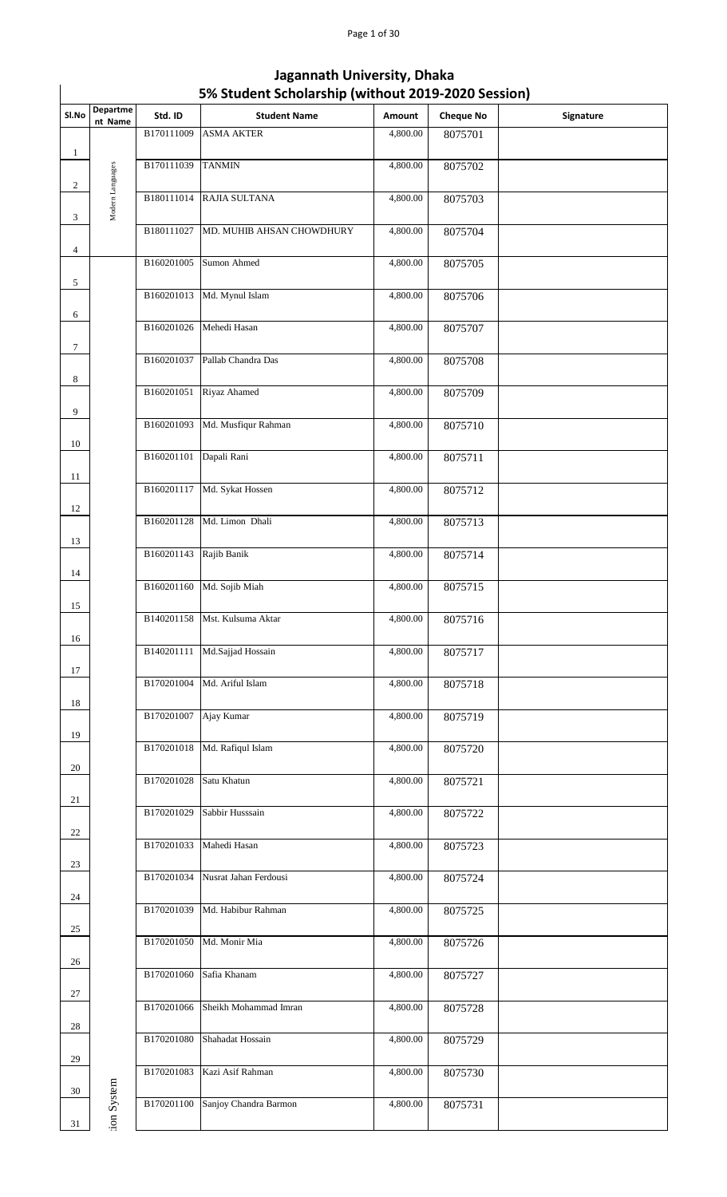# Jagannath University, Dhaka

## 5% Student Scholarship (without 2019-2020 Session)

| Sl.No | Department Name | Std. ID | Student Name | Amount | Cheque No | Signature |
|---|---|---|---|---|---|---|
| 1 | Modern Languages | B170111009 | ASMA AKTER | 4,800.00 | 8075701 | |
| 2 | | B170111039 | TANMIN | 4,800.00 | 8075702 | |
| 3 | | B180111014 | RAJIA SULTANA | 4,800.00 | 8075703 | |
| 4 | | B180111027 | MD. MUHIB AHSAN CHOWDHURY | 4,800.00 | 8075704 | |
| 5 | ion System | B160201005 | Sumon Ahmed | 4,800.00 | 8075705 | |
| 6 | | B160201013 | Md. Mynul Islam | 4,800.00 | 8075706 | |
| 7 | | B160201026 | Mehedi Hasan | 4,800.00 | 8075707 | |
| 8 | | B160201037 | Pallab Chandra Das | 4,800.00 | 8075708 | |
| 9 | | B160201051 | Riyaz Ahamed | 4,800.00 | 8075709 | |
| 10 | | B160201093 | Md. Musfiqur Rahman | 4,800.00 | 8075710 | |
| 11 | | B160201101 | Dapali Rani | 4,800.00 | 8075711 | |
| 12 | | B160201117 | Md. Sykat Hossen | 4,800.00 | 8075712 | |
| 13 | | B160201128 | Md. Limon Dhali | 4,800.00 | 8075713 | |
| 14 | | B160201143 | Rajib Banik | 4,800.00 | 8075714 | |
| 15 | | B160201160 | Md. Sojib Miah | 4,800.00 | 8075715 | |
| 16 | | B140201158 | Mst. Kulsuma Aktar | 4,800.00 | 8075716 | |
| 17 | | B140201111 | Md.Sajjad Hossain | 4,800.00 | 8075717 | |
| 18 | | B170201004 | Md. Ariful Islam | 4,800.00 | 8075718 | |
| 19 | | B170201007 | Ajay Kumar | 4,800.00 | 8075719 | |
| 20 | | B170201018 | Md. Rafiqul Islam | 4,800.00 | 8075720 | |
| 21 | | B170201028 | Satu Khatun | 4,800.00 | 8075721 | |
| 22 | | B170201029 | Sabbir Husssain | 4,800.00 | 8075722 | |
| 23 | | B170201033 | Mahedi Hasan | 4,800.00 | 8075723 | |
| 24 | | B170201034 | Nusrat Jahan Ferdousi | 4,800.00 | 8075724 | |
| 25 | | B170201039 | Md. Habibur Rahman | 4,800.00 | 8075725 | |
| 26 | | B170201050 | Md. Monir Mia | 4,800.00 | 8075726 | |
| 27 | | B170201060 | Safia Khanam | 4,800.00 | 8075727 | |
| 28 | | B170201066 | Sheikh Mohammad Imran | 4,800.00 | 8075728 | |
| 29 | | B170201080 | Shahadat Hossain | 4,800.00 | 8075729 | |
| 30 | | B170201083 | Kazi Asif Rahman | 4,800.00 | 8075730 | |
| 31 | | B170201100 | Sanjoy Chandra Barmon | 4,800.00 | 8075731 | |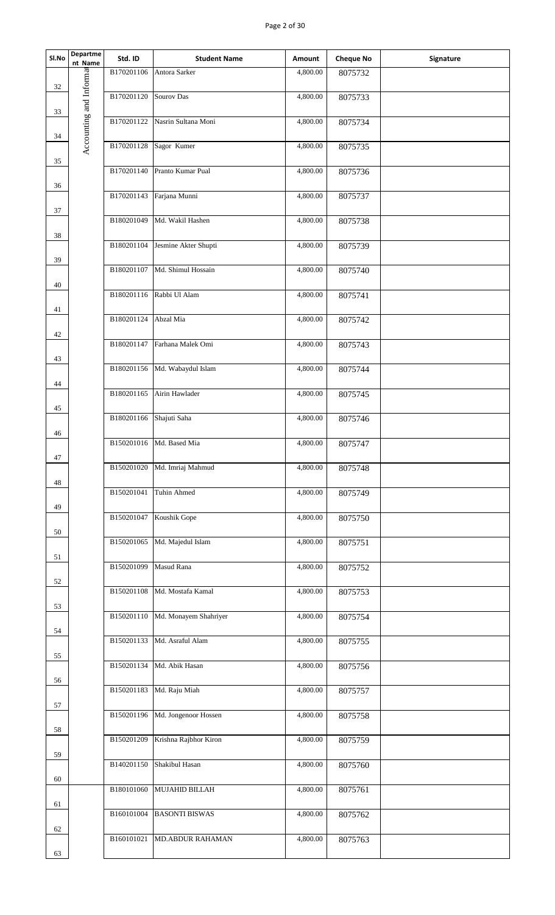| Sl.No | Department Name | Std. ID | Student Name | Amount | Cheque No | Signature |
|---|---|---|---|---|---|---|
| 32 | Accounting and Informat | B170201106 | Antora Sarker | 4,800.00 | 8075732 | |
| 33 | | B170201120 | Sourov Das | 4,800.00 | 8075733 | |
| 34 | | B170201122 | Nasrin Sultana Moni | 4,800.00 | 8075734 | |
| 35 | | B170201128 | Sagor Kumer | 4,800.00 | 8075735 | |
| 36 | | B170201140 | Pranto Kumar Pual | 4,800.00 | 8075736 | |
| 37 | | B170201143 | Farjana Munni | 4,800.00 | 8075737 | |
| 38 | | B180201049 | Md. Wakil Hashen | 4,800.00 | 8075738 | |
| 39 | | B180201104 | Jesmine Akter Shupti | 4,800.00 | 8075739 | |
| 40 | | B180201107 | Md. Shimul Hossain | 4,800.00 | 8075740 | |
| 41 | | B180201116 | Rabbi Ul Alam | 4,800.00 | 8075741 | |
| 42 | | B180201124 | Abzal Mia | 4,800.00 | 8075742 | |
| 43 | | B180201147 | Farhana Malek Omi | 4,800.00 | 8075743 | |
| 44 | | B180201156 | Md. Wabaydul Islam | 4,800.00 | 8075744 | |
| 45 | | B180201165 | Airin Hawlader | 4,800.00 | 8075745 | |
| 46 | | B180201166 | Shajuti Saha | 4,800.00 | 8075746 | |
| 47 | | B150201016 | Md. Based Mia | 4,800.00 | 8075747 | |
| 48 | | B150201020 | Md. Imriaj Mahmud | 4,800.00 | 8075748 | |
| 49 | | B150201041 | Tuhin Ahmed | 4,800.00 | 8075749 | |
| 50 | | B150201047 | Koushik Gope | 4,800.00 | 8075750 | |
| 51 | | B150201065 | Md. Majedul Islam | 4,800.00 | 8075751 | |
| 52 | | B150201099 | Masud Rana | 4,800.00 | 8075752 | |
| 53 | | B150201108 | Md. Mostafa Kamal | 4,800.00 | 8075753 | |
| 54 | | B150201110 | Md. Monayem Shahriyer | 4,800.00 | 8075754 | |
| 55 | | B150201133 | Md. Asraful Alam | 4,800.00 | 8075755 | |
| 56 | | B150201134 | Md. Abik Hasan | 4,800.00 | 8075756 | |
| 57 | | B150201183 | Md. Raju Miah | 4,800.00 | 8075757 | |
| 58 | | B150201196 | Md. Jongenoor Hossen | 4,800.00 | 8075758 | |
| 59 | | B150201209 | Krishna Rajbhor Kiron | 4,800.00 | 8075759 | |
| 60 | | B140201150 | Shakibul Hasan | 4,800.00 | 8075760 | |
| 61 | | B180101060 | MUJAHID BILLAH | 4,800.00 | 8075761 | |
| 62 | | B160101004 | BASONTI BISWAS | 4,800.00 | 8075762 | |
| 63 | | B160101021 | MD.ABDUR RAHAMAN | 4,800.00 | 8075763 | |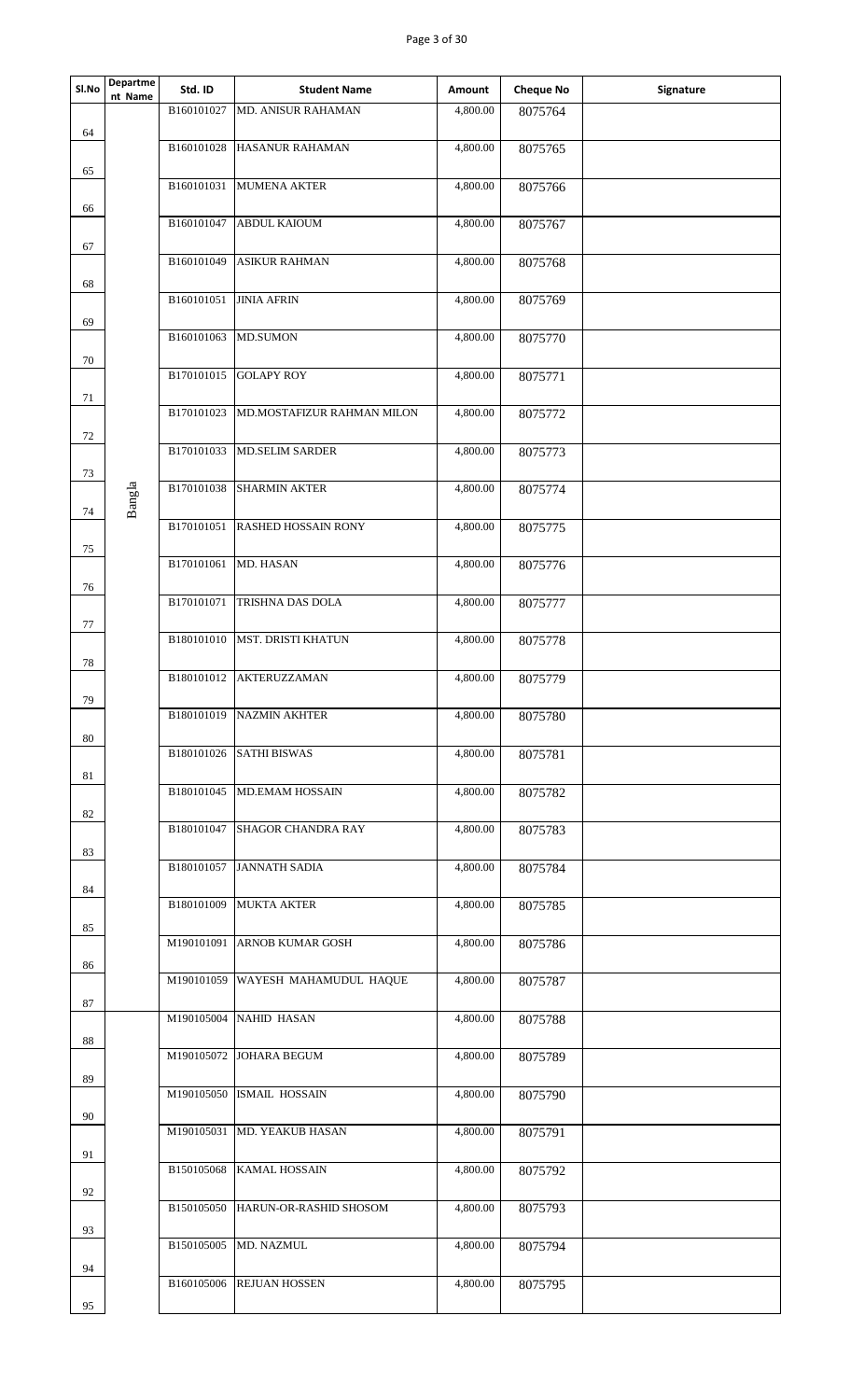| Sl.No | Department Name | Std. ID | Student Name | Amount | Cheque No | Signature |
|---|---|---|---|---|---|---|
| 64 | Bangla | B160101027 | MD. ANISUR RAHAMAN | 4,800.00 | 8075764 | |
| 65 | | B160101028 | HASANUR RAHAMAN | 4,800.00 | 8075765 | |
| 66 | | B160101031 | MUMENA AKTER | 4,800.00 | 8075766 | |
| 67 | | B160101047 | ABDUL KAIOUM | 4,800.00 | 8075767 | |
| 68 | | B160101049 | ASIKUR RAHMAN | 4,800.00 | 8075768 | |
| 69 | | B160101051 | JINIA AFRIN | 4,800.00 | 8075769 | |
| 70 | | B160101063 | MD.SUMON | 4,800.00 | 8075770 | |
| 71 | | B170101015 | GOLAPY ROY | 4,800.00 | 8075771 | |
| 72 | | B170101023 | MD.MOSTAFIZUR RAHMAN MILON | 4,800.00 | 8075772 | |
| 73 | | B170101033 | MD.SELIM SARDER | 4,800.00 | 8075773 | |
| 74 | | B170101038 | SHARMIN AKTER | 4,800.00 | 8075774 | |
| 75 | | B170101051 | RASHED HOSSAIN RONY | 4,800.00 | 8075775 | |
| 76 | | B170101061 | MD. HASAN | 4,800.00 | 8075776 | |
| 77 | | B170101071 | TRISHNA DAS DOLA | 4,800.00 | 8075777 | |
| 78 | | B180101010 | MST. DRISTI KHATUN | 4,800.00 | 8075778 | |
| 79 | | B180101012 | AKTERUZZAMAN | 4,800.00 | 8075779 | |
| 80 | | B180101019 | NAZMIN AKHTER | 4,800.00 | 8075780 | |
| 81 | | B180101026 | SATHI BISWAS | 4,800.00 | 8075781 | |
| 82 | | B180101045 | MD.EMAM HOSSAIN | 4,800.00 | 8075782 | |
| 83 | | B180101047 | SHAGOR CHANDRA RAY | 4,800.00 | 8075783 | |
| 84 | | B180101057 | JANNATH SADIA | 4,800.00 | 8075784 | |
| 85 | | B180101009 | MUKTA AKTER | 4,800.00 | 8075785 | |
| 86 | | M190101091 | ARNOB KUMAR GOSH | 4,800.00 | 8075786 | |
| 87 | | M190101059 | WAYESH MAHAMUDUL HAQUE | 4,800.00 | 8075787 | |
| 88 | | M190105004 | NAHID HASAN | 4,800.00 | 8075788 | |
| 89 | | M190105072 | JOHARA BEGUM | 4,800.00 | 8075789 | |
| 90 | | M190105050 | ISMAIL HOSSAIN | 4,800.00 | 8075790 | |
| 91 | | M190105031 | MD. YEAKUB HASAN | 4,800.00 | 8075791 | |
| 92 | | B150105068 | KAMAL HOSSAIN | 4,800.00 | 8075792 | |
| 93 | | B150105050 | HARUN-OR-RASHID SHOSOM | 4,800.00 | 8075793 | |
| 94 | | B150105005 | MD. NAZMUL | 4,800.00 | 8075794 | |
| 95 | | B160105006 | REJUAN HOSSEN | 4,800.00 | 8075795 | |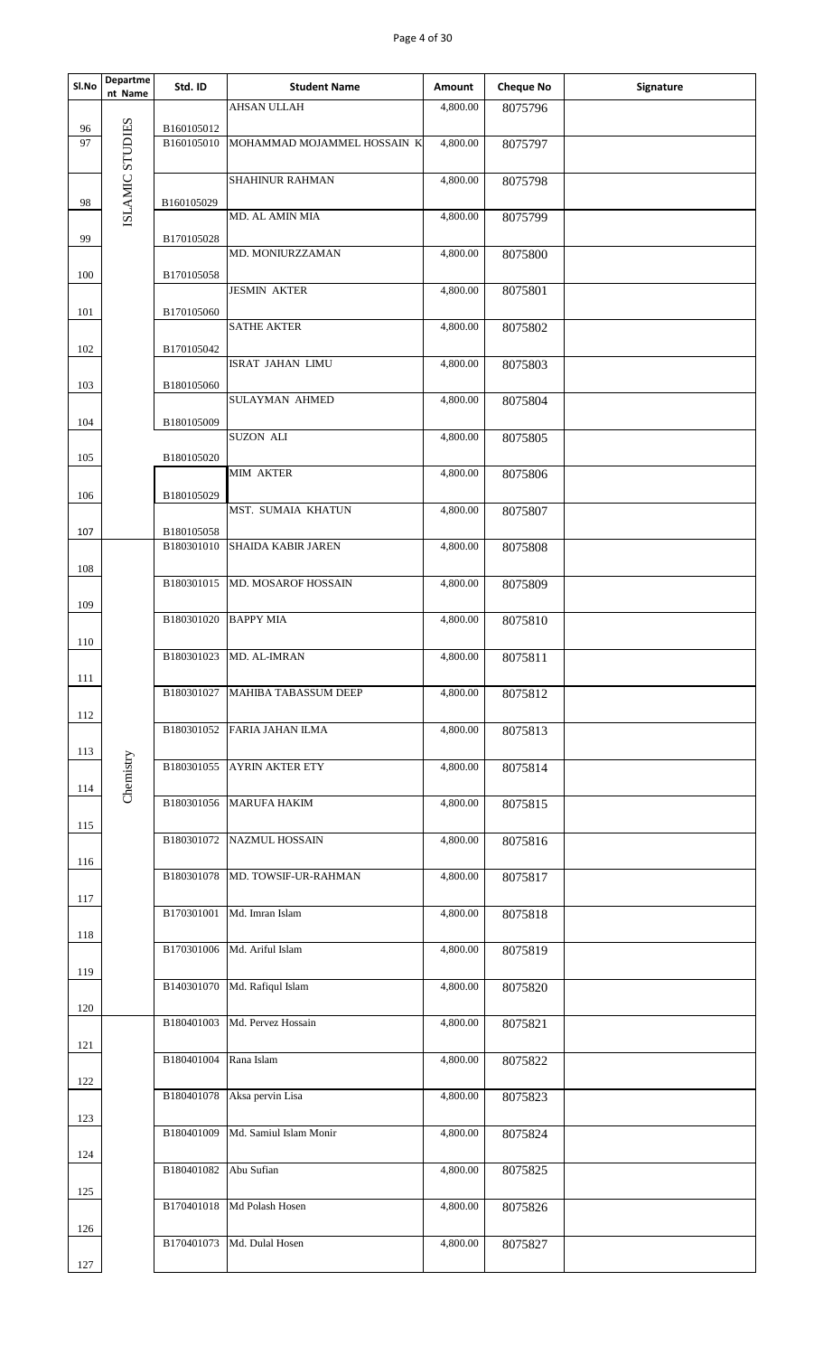| Sl.No | Department Name | Std. ID | Student Name | Amount | Cheque No | Signature |
|---|---|---|---|---|---|---|
| 96 | ISLAMIC STUDIES | B160105012 | AHSAN ULLAH | 4,800.00 | 8075796 | |
| 97 | | B160105010 | MOHAMMAD MOJAMMEL HOSSAIN K | 4,800.00 | 8075797 | |
| 98 | | B160105029 | SHAHINUR RAHMAN | 4,800.00 | 8075798 | |
| 99 | | B170105028 | MD. AL AMIN MIA | 4,800.00 | 8075799 | |
| 100 | | B170105058 | MD. MONIURZZAMAN | 4,800.00 | 8075800 | |
| 101 | | B170105060 | JESMIN AKTER | 4,800.00 | 8075801 | |
| 102 | | B170105042 | SATHE AKTER | 4,800.00 | 8075802 | |
| 103 | | B180105060 | ISRAT JAHAN LIMU | 4,800.00 | 8075803 | |
| 104 | | B180105009 | SULAYMAN AHMED | 4,800.00 | 8075804 | |
| 105 | | B180105020 | SUZON ALI | 4,800.00 | 8075805 | |
| 106 | | B180105029 | MIM AKTER | 4,800.00 | 8075806 | |
| 107 | | B180105058 | MST. SUMAIA KHATUN | 4,800.00 | 8075807 | |
| 108 | Chemistry | B180301010 | SHAIDA KABIR JAREN | 4,800.00 | 8075808 | |
| 109 | | B180301015 | MD. MOSAROF HOSSAIN | 4,800.00 | 8075809 | |
| 110 | | B180301020 | BAPPY MIA | 4,800.00 | 8075810 | |
| 111 | | B180301023 | MD. AL-IMRAN | 4,800.00 | 8075811 | |
| 112 | | B180301027 | MAHIBA TABASSUM DEEP | 4,800.00 | 8075812 | |
| 113 | | B180301052 | FARIA JAHAN ILMA | 4,800.00 | 8075813 | |
| 114 | | B180301055 | AYRIN AKTER ETY | 4,800.00 | 8075814 | |
| 115 | | B180301056 | MARUFA HAKIM | 4,800.00 | 8075815 | |
| 116 | | B180301072 | NAZMUL HOSSAIN | 4,800.00 | 8075816 | |
| 117 | | B180301078 | MD. TOWSIF-UR-RAHMAN | 4,800.00 | 8075817 | |
| 118 | | B170301001 | Md. Imran Islam | 4,800.00 | 8075818 | |
| 119 | | B170301006 | Md. Ariful Islam | 4,800.00 | 8075819 | |
| 120 | | B140301070 | Md. Rafiqul Islam | 4,800.00 | 8075820 | |
| 121 | | B180401003 | Md. Pervez Hossain | 4,800.00 | 8075821 | |
| 122 | | B180401004 | Rana Islam | 4,800.00 | 8075822 | |
| 123 | | B180401078 | Aksa pervin Lisa | 4,800.00 | 8075823 | |
| 124 | | B180401009 | Md. Samiul Islam Monir | 4,800.00 | 8075824 | |
| 125 | | B180401082 | Abu Sufian | 4,800.00 | 8075825 | |
| 126 | | B170401018 | Md Polash Hosen | 4,800.00 | 8075826 | |
| 127 | | B170401073 | Md. Dulal Hosen | 4,800.00 | 8075827 | |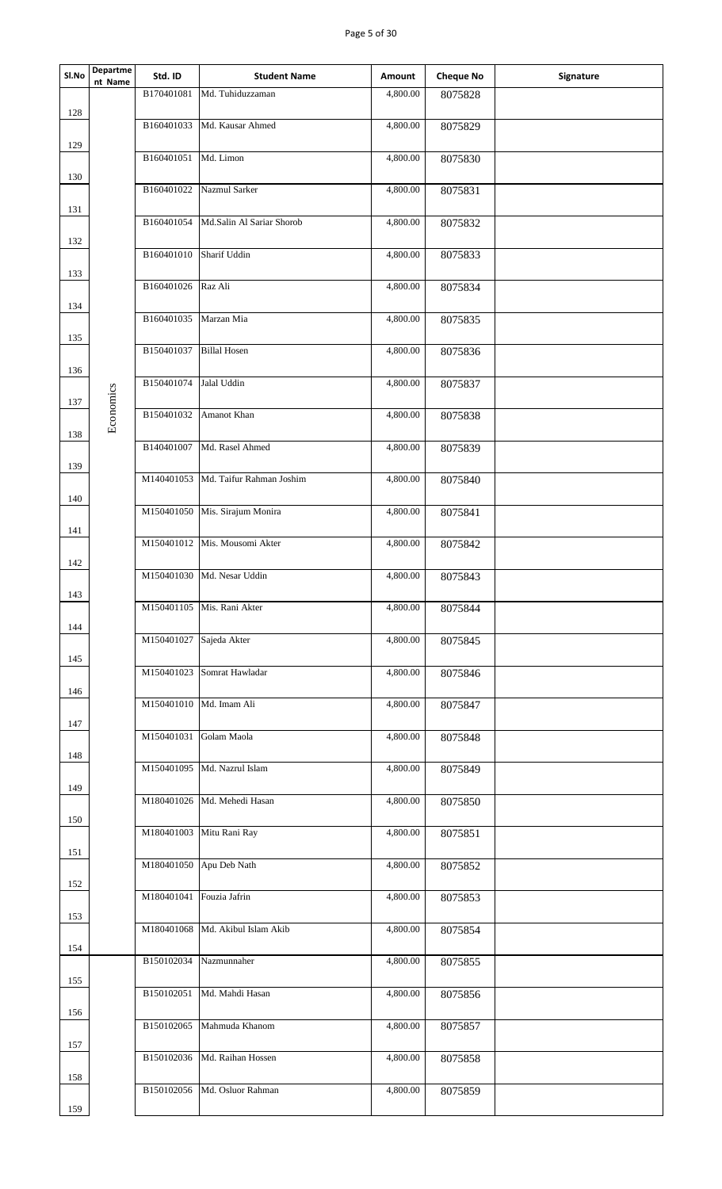| Sl.No | Department Name | Std. ID | Student Name | Amount | Cheque No | Signature |
|---|---|---|---|---|---|---|
| 128 | Economics | B170401081 | Md. Tuhiduzzaman | 4,800.00 | 8075828 | |
| 129 | | B160401033 | Md. Kausar Ahmed | 4,800.00 | 8075829 | |
| 130 | | B160401051 | Md. Limon | 4,800.00 | 8075830 | |
| 131 | | B160401022 | Nazmul Sarker | 4,800.00 | 8075831 | |
| 132 | | B160401054 | Md.Salin Al Sariar Shorob | 4,800.00 | 8075832 | |
| 133 | | B160401010 | Sharif Uddin | 4,800.00 | 8075833 | |
| 134 | | B160401026 | Raz Ali | 4,800.00 | 8075834 | |
| 135 | | B160401035 | Marzan Mia | 4,800.00 | 8075835 | |
| 136 | | B150401037 | Billal Hosen | 4,800.00 | 8075836 | |
| 137 | | B150401074 | Jalal Uddin | 4,800.00 | 8075837 | |
| 138 | | B150401032 | Amanot Khan | 4,800.00 | 8075838 | |
| 139 | | B140401007 | Md. Rasel Ahmed | 4,800.00 | 8075839 | |
| 140 | | M140401053 | Md. Taifur Rahman Joshim | 4,800.00 | 8075840 | |
| 141 | | M150401050 | Mis. Sirajum Monira | 4,800.00 | 8075841 | |
| 142 | | M150401012 | Mis. Mousomi Akter | 4,800.00 | 8075842 | |
| 143 | | M150401030 | Md. Nesar Uddin | 4,800.00 | 8075843 | |
| 144 | | M150401105 | Mis. Rani Akter | 4,800.00 | 8075844 | |
| 145 | | M150401027 | Sajeda Akter | 4,800.00 | 8075845 | |
| 146 | | M150401023 | Somrat Hawladar | 4,800.00 | 8075846 | |
| 147 | | M150401010 | Md. Imam Ali | 4,800.00 | 8075847 | |
| 148 | | M150401031 | Golam Maola | 4,800.00 | 8075848 | |
| 149 | | M150401095 | Md. Nazrul Islam | 4,800.00 | 8075849 | |
| 150 | | M180401026 | Md. Mehedi Hasan | 4,800.00 | 8075850 | |
| 151 | | M180401003 | Mitu Rani Ray | 4,800.00 | 8075851 | |
| 152 | | M180401050 | Apu Deb Nath | 4,800.00 | 8075852 | |
| 153 | | M180401041 | Fouzia Jafrin | 4,800.00 | 8075853 | |
| 154 | | M180401068 | Md. Akibul Islam Akib | 4,800.00 | 8075854 | |
| 155 | | B150102034 | Nazmunnaher | 4,800.00 | 8075855 | |
| 156 | | B150102051 | Md. Mahdi Hasan | 4,800.00 | 8075856 | |
| 157 | | B150102065 | Mahmuda Khanom | 4,800.00 | 8075857 | |
| 158 | | B150102036 | Md. Raihan Hossen | 4,800.00 | 8075858 | |
| 159 | | B150102056 | Md. Osluor Rahman | 4,800.00 | 8075859 | |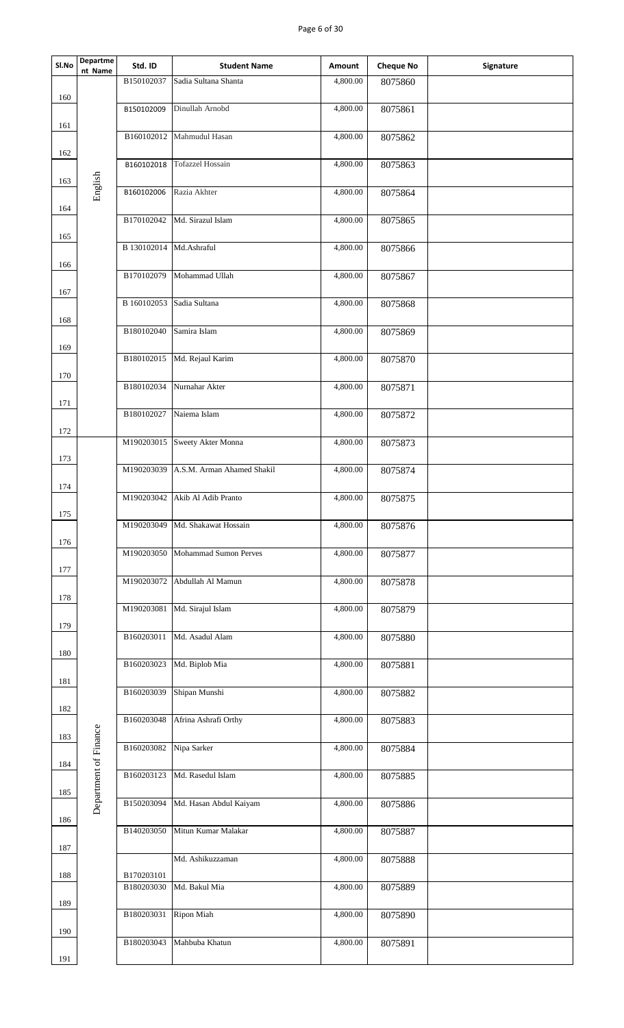| Sl.No | Department Name | Std. ID | Student Name | Amount | Cheque No | Signature |
|---|---|---|---|---|---|---|
| 160 | English | B150102037 | Sadia Sultana Shanta | 4,800.00 | 8075860 | |
| 161 | | B150102009 | Dinullah Arnobd | 4,800.00 | 8075861 | |
| 162 | | B160102012 | Mahmudul Hasan | 4,800.00 | 8075862 | |
| 163 | | B160102018 | Tofazzel Hossain | 4,800.00 | 8075863 | |
| 164 | | B160102006 | Razia Akhter | 4,800.00 | 8075864 | |
| 165 | | B170102042 | Md. Sirazul Islam | 4,800.00 | 8075865 | |
| 166 | | B 130102014 | Md.Ashraful | 4,800.00 | 8075866 | |
| 167 | | B170102079 | Mohammad Ullah | 4,800.00 | 8075867 | |
| 168 | | B 160102053 | Sadia Sultana | 4,800.00 | 8075868 | |
| 169 | | B180102040 | Samira Islam | 4,800.00 | 8075869 | |
| 170 | | B180102015 | Md. Rejaul Karim | 4,800.00 | 8075870 | |
| 171 | | B180102034 | Nurnahar Akter | 4,800.00 | 8075871 | |
| 172 | | B180102027 | Naiema Islam | 4,800.00 | 8075872 | |
| 173 | Department of Finance | M190203015 | Sweety Akter Monna | 4,800.00 | 8075873 | |
| 174 | | M190203039 | A.S.M. Arman Ahamed Shakil | 4,800.00 | 8075874 | |
| 175 | | M190203042 | Akib Al Adib Pranto | 4,800.00 | 8075875 | |
| 176 | | M190203049 | Md. Shakawat Hossain | 4,800.00 | 8075876 | |
| 177 | | M190203050 | Mohammad Sumon Perves | 4,800.00 | 8075877 | |
| 178 | | M190203072 | Abdullah Al Mamun | 4,800.00 | 8075878 | |
| 179 | | M190203081 | Md. Sirajul Islam | 4,800.00 | 8075879 | |
| 180 | | B160203011 | Md. Asadul Alam | 4,800.00 | 8075880 | |
| 181 | | B160203023 | Md. Biplob Mia | 4,800.00 | 8075881 | |
| 182 | | B160203039 | Shipan Munshi | 4,800.00 | 8075882 | |
| 183 | | B160203048 | Afrina Ashrafi Orthy | 4,800.00 | 8075883 | |
| 184 | | B160203082 | Nipa Sarker | 4,800.00 | 8075884 | |
| 185 | | B160203123 | Md. Rasedul Islam | 4,800.00 | 8075885 | |
| 186 | | B150203094 | Md. Hasan Abdul Kaiyam | 4,800.00 | 8075886 | |
| 187 | | B140203050 | Mitun Kumar Malakar | 4,800.00 | 8075887 | |
| 188 | | B170203101 | Md. Ashikuzzaman | 4,800.00 | 8075888 | |
| 189 | | B180203030 | Md. Bakul Mia | 4,800.00 | 8075889 | |
| 190 | | B180203031 | Ripon Miah | 4,800.00 | 8075890 | |
| 191 | | B180203043 | Mahbuba Khatun | 4,800.00 | 8075891 | |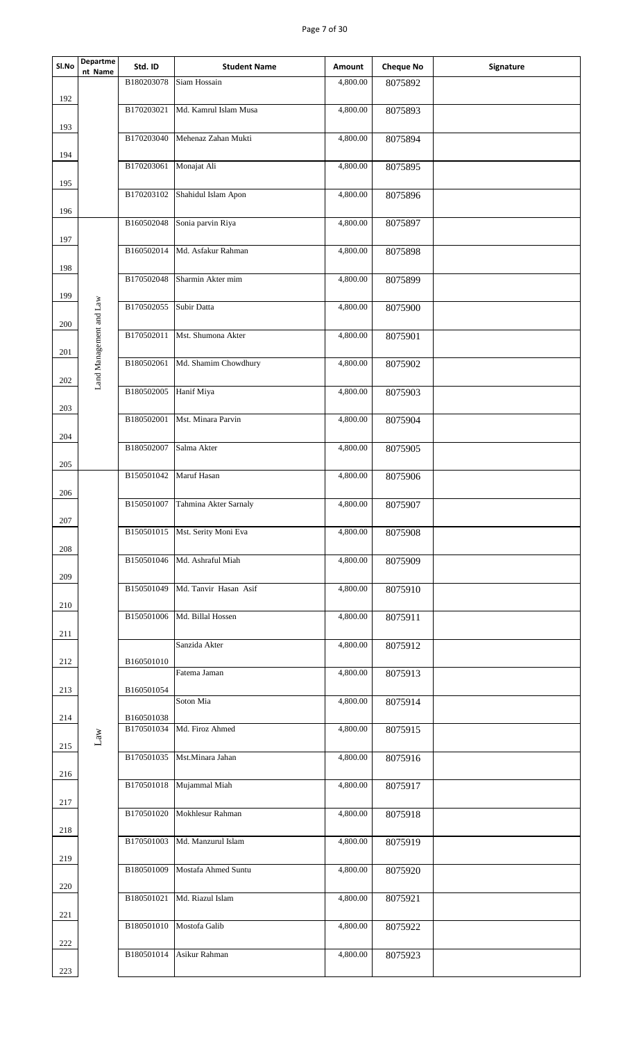| Sl.No | Department Name | Std. ID | Student Name | Amount | Cheque No | Signature |
|---|---|---|---|---|---|---|
| 192 | | B180203078 | Siam Hossain | 4,800.00 | 8075892 | |
| 193 | | B170203021 | Md. Kamrul Islam Musa | 4,800.00 | 8075893 | |
| 194 | | B170203040 | Mehenaz Zahan Mukti | 4,800.00 | 8075894 | |
| 195 | | B170203061 | Monajat Ali | 4,800.00 | 8075895 | |
| 196 | | B170203102 | Shahidul Islam Apon | 4,800.00 | 8075896 | |
| 197 | Land Management and Law | B160502048 | Sonia parvin Riya | 4,800.00 | 8075897 | |
| 198 | Land Management and Law | B160502014 | Md. Asfakur Rahman | 4,800.00 | 8075898 | |
| 199 | Land Management and Law | B170502048 | Sharmin Akter mim | 4,800.00 | 8075899 | |
| 200 | Land Management and Law | B170502055 | Subir Datta | 4,800.00 | 8075900 | |
| 201 | Land Management and Law | B170502011 | Mst. Shumona Akter | 4,800.00 | 8075901 | |
| 202 | Land Management and Law | B180502061 | Md. Shamim Chowdhury | 4,800.00 | 8075902 | |
| 203 | Land Management and Law | B180502005 | Hanif Miya | 4,800.00 | 8075903 | |
| 204 | Land Management and Law | B180502001 | Mst. Minara Parvin | 4,800.00 | 8075904 | |
| 205 | Land Management and Law | B180502007 | Salma Akter | 4,800.00 | 8075905 | |
| 206 | Law | B150501042 | Maruf Hasan | 4,800.00 | 8075906 | |
| 207 | Law | B150501007 | Tahmina Akter Sarnaly | 4,800.00 | 8075907 | |
| 208 | Law | B150501015 | Mst. Serity Moni Eva | 4,800.00 | 8075908 | |
| 209 | Law | B150501046 | Md. Ashraful Miah | 4,800.00 | 8075909 | |
| 210 | Law | B150501049 | Md. Tanvir Hasan Asif | 4,800.00 | 8075910 | |
| 211 | Law | B150501006 | Md. Billal Hossen | 4,800.00 | 8075911 | |
| 212 | Law | B160501010 | Sanzida Akter | 4,800.00 | 8075912 | |
| 213 | Law | B160501054 | Fatema Jaman | 4,800.00 | 8075913 | |
| 214 | Law | B160501038 | Soton Mia | 4,800.00 | 8075914 | |
| 215 | Law | B170501034 | Md. Firoz Ahmed | 4,800.00 | 8075915 | |
| 216 | Law | B170501035 | Mst.Minara Jahan | 4,800.00 | 8075916 | |
| 217 | Law | B170501018 | Mujammal Miah | 4,800.00 | 8075917 | |
| 218 | Law | B170501020 | Mokhlesur Rahman | 4,800.00 | 8075918 | |
| 219 | Law | B170501003 | Md. Manzurul Islam | 4,800.00 | 8075919 | |
| 220 | Law | B180501009 | Mostafa Ahmed Suntu | 4,800.00 | 8075920 | |
| 221 | Law | B180501021 | Md. Riazul Islam | 4,800.00 | 8075921 | |
| 222 | Law | B180501010 | Mostofa Galib | 4,800.00 | 8075922 | |
| 223 | Law | B180501014 | Asikur Rahman | 4,800.00 | 8075923 | |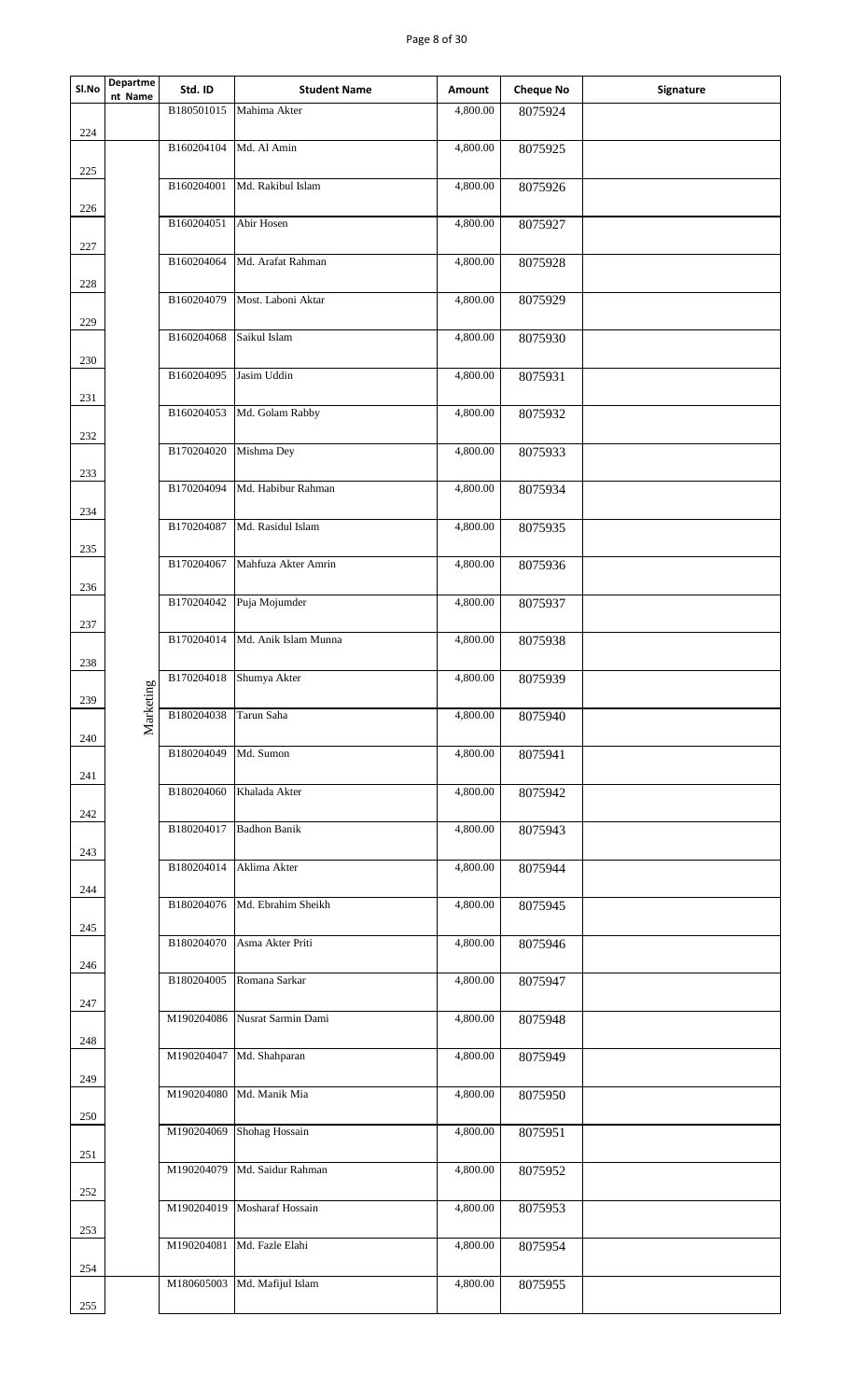| Sl.No | Department Name | Std. ID | Student Name | Amount | Cheque No | Signature |
|---|---|---|---|---|---|---|
| 224 | Marketing | B180501015 | Mahima Akter | 4,800.00 | 8075924 | |
| 225 | | B160204104 | Md. Al Amin | 4,800.00 | 8075925 | |
| 226 | | B160204001 | Md. Rakibul Islam | 4,800.00 | 8075926 | |
| 227 | | B160204051 | Abir Hosen | 4,800.00 | 8075927 | |
| 228 | | B160204064 | Md. Arafat Rahman | 4,800.00 | 8075928 | |
| 229 | | B160204079 | Most. Laboni Aktar | 4,800.00 | 8075929 | |
| 230 | | B160204068 | Saikul Islam | 4,800.00 | 8075930 | |
| 231 | | B160204095 | Jasim Uddin | 4,800.00 | 8075931 | |
| 232 | | B160204053 | Md. Golam Rabby | 4,800.00 | 8075932 | |
| 233 | | B170204020 | Mishma Dey | 4,800.00 | 8075933 | |
| 234 | | B170204094 | Md. Habibur Rahman | 4,800.00 | 8075934 | |
| 235 | | B170204087 | Md. Rasidul Islam | 4,800.00 | 8075935 | |
| 236 | | B170204067 | Mahfuza Akter Amrin | 4,800.00 | 8075936 | |
| 237 | | B170204042 | Puja Mojumder | 4,800.00 | 8075937 | |
| 238 | | B170204014 | Md. Anik Islam Munna | 4,800.00 | 8075938 | |
| 239 | | B170204018 | Shumya Akter | 4,800.00 | 8075939 | |
| 240 | | B180204038 | Tarun Saha | 4,800.00 | 8075940 | |
| 241 | | B180204049 | Md. Sumon | 4,800.00 | 8075941 | |
| 242 | | B180204060 | Khalada Akter | 4,800.00 | 8075942 | |
| 243 | | B180204017 | Badhon Banik | 4,800.00 | 8075943 | |
| 244 | | B180204014 | Aklima Akter | 4,800.00 | 8075944 | |
| 245 | | B180204076 | Md. Ebrahim Sheikh | 4,800.00 | 8075945 | |
| 246 | | B180204070 | Asma Akter Priti | 4,800.00 | 8075946 | |
| 247 | | B180204005 | Romana Sarkar | 4,800.00 | 8075947 | |
| 248 | | M190204086 | Nusrat Sarmin Dami | 4,800.00 | 8075948 | |
| 249 | | M190204047 | Md. Shahparan | 4,800.00 | 8075949 | |
| 250 | | M190204080 | Md. Manik Mia | 4,800.00 | 8075950 | |
| 251 | | M190204069 | Shohag Hossain | 4,800.00 | 8075951 | |
| 252 | | M190204079 | Md. Saidur Rahman | 4,800.00 | 8075952 | |
| 253 | | M190204019 | Mosharaf Hossain | 4,800.00 | 8075953 | |
| 254 | | M190204081 | Md. Fazle Elahi | 4,800.00 | 8075954 | |
| 255 | | M180605003 | Md. Mafijul Islam | 4,800.00 | 8075955 | |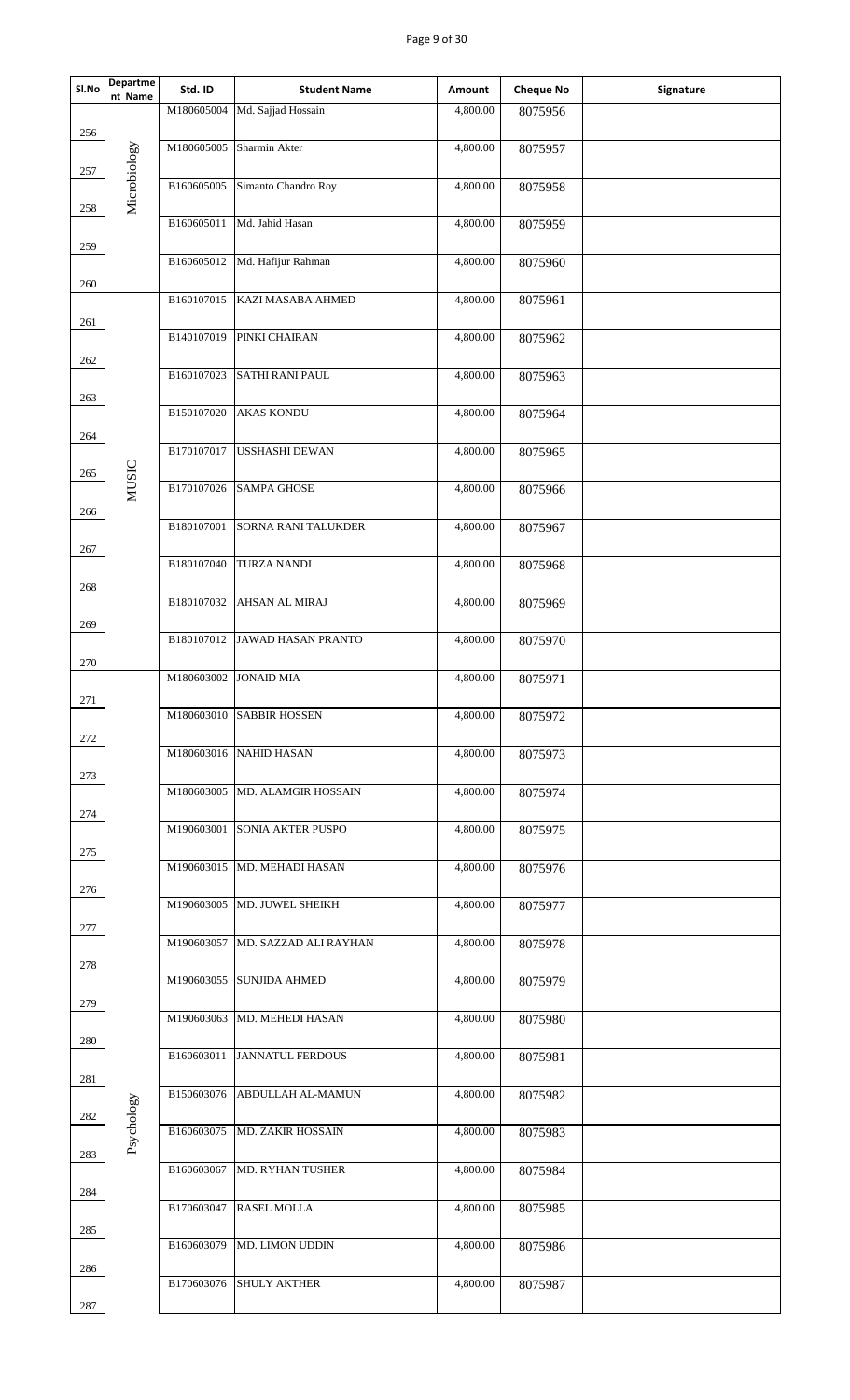| Sl.No | Department Name | Std. ID | Student Name | Amount | Cheque No | Signature |
| --- | --- | --- | --- | --- | --- | --- |
| 256 | Microbiology | M180605004 | Md. Sajjad Hossain | 4,800.00 | 8075956 | |
| 257 | | M180605005 | Sharmin Akter | 4,800.00 | 8075957 | |
| 258 | | B160605005 | Simanto Chandro Roy | 4,800.00 | 8075958 | |
| 259 | | B160605011 | Md. Jahid Hasan | 4,800.00 | 8075959 | |
| 260 | | B160605012 | Md. Hafijur Rahman | 4,800.00 | 8075960 | |
| 261 | MUSIC | B160107015 | KAZI MASABA AHMED | 4,800.00 | 8075961 | |
| 262 | | B140107019 | PINKI CHAIRAN | 4,800.00 | 8075962 | |
| 263 | | B160107023 | SATHI RANI PAUL | 4,800.00 | 8075963 | |
| 264 | | B150107020 | AKAS KONDU | 4,800.00 | 8075964 | |
| 265 | | B170107017 | USSHASHI DEWAN | 4,800.00 | 8075965 | |
| 266 | | B170107026 | SAMPA GHOSE | 4,800.00 | 8075966 | |
| 267 | | B180107001 | SORNA RANI TALUKDER | 4,800.00 | 8075967 | |
| 268 | | B180107040 | TURZA NANDI | 4,800.00 | 8075968 | |
| 269 | | B180107032 | AHSAN AL MIRAJ | 4,800.00 | 8075969 | |
| 270 | | B180107012 | JAWAD HASAN PRANTO | 4,800.00 | 8075970 | |
| 271 | Psychology | M180603002 | JONAID MIA | 4,800.00 | 8075971 | |
| 272 | | M180603010 | SABBIR HOSSEN | 4,800.00 | 8075972 | |
| 273 | | M180603016 | NAHID HASAN | 4,800.00 | 8075973 | |
| 274 | | M180603005 | MD. ALAMGIR HOSSAIN | 4,800.00 | 8075974 | |
| 275 | | M190603001 | SONIA AKTER PUSPO | 4,800.00 | 8075975 | |
| 276 | | M190603015 | MD. MEHADI HASAN | 4,800.00 | 8075976 | |
| 277 | | M190603005 | MD. JUWEL SHEIKH | 4,800.00 | 8075977 | |
| 278 | | M190603057 | MD. SAZZAD ALI RAYHAN | 4,800.00 | 8075978 | |
| 279 | | M190603055 | SUNJIDA AHMED | 4,800.00 | 8075979 | |
| 280 | | M190603063 | MD. MEHEDI HASAN | 4,800.00 | 8075980 | |
| 281 | | B160603011 | JANNATUL FERDOUS | 4,800.00 | 8075981 | |
| 282 | | B150603076 | ABDULLAH AL-MAMUN | 4,800.00 | 8075982 | |
| 283 | | B160603075 | MD. ZAKIR HOSSAIN | 4,800.00 | 8075983 | |
| 284 | | B160603067 | MD. RYHAN TUSHER | 4,800.00 | 8075984 | |
| 285 | | B170603047 | RASEL MOLLA | 4,800.00 | 8075985 | |
| 286 | | B160603079 | MD. LIMON UDDIN | 4,800.00 | 8075986 | |
| 287 | | B170603076 | SHULY AKTHER | 4,800.00 | 8075987 | |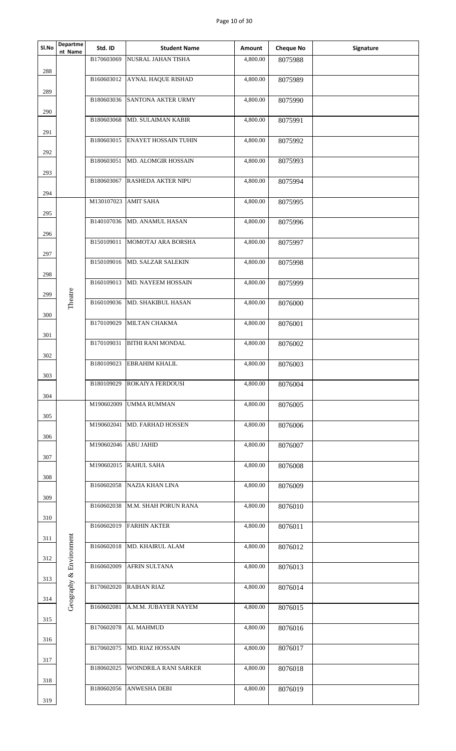| Sl.No | Department Name | Std. ID | Student Name | Amount | Cheque No | Signature |
|---|---|---|---|---|---|---|
| 288 | | B170603069 | NUSRAL JAHAN TISHA | 4,800.00 | 8075988 | |
| 289 | | B160603012 | AYNAL HAQUE RISHAD | 4,800.00 | 8075989 | |
| 290 | | B180603036 | SANTONA AKTER URMY | 4,800.00 | 8075990 | |
| 291 | | B180603068 | MD. SULAIMAN KABIR | 4,800.00 | 8075991 | |
| 292 | | B180603015 | ENAYET HOSSAIN TUHIN | 4,800.00 | 8075992 | |
| 293 | | B180603051 | MD. ALOMGIR HOSSAIN | 4,800.00 | 8075993 | |
| 294 | | B180603067 | RASHEDA AKTER NIPU | 4,800.00 | 8075994 | |
| 295 | Theatre | M130107023 | AMIT SAHA | 4,800.00 | 8075995 | |
| 296 | Theatre | B140107036 | MD. ANAMUL HASAN | 4,800.00 | 8075996 | |
| 297 | Theatre | B150109011 | MOMOTAJ ARA BORSHA | 4,800.00 | 8075997 | |
| 298 | Theatre | B150109016 | MD. SALZAR SALEKIN | 4,800.00 | 8075998 | |
| 299 | Theatre | B160109013 | MD. NAYEEM HOSSAIN | 4,800.00 | 8075999 | |
| 300 | Theatre | B160109036 | MD. SHAKIBUL HASAN | 4,800.00 | 8076000 | |
| 301 | Theatre | B170109029 | MILTAN CHAKMA | 4,800.00 | 8076001 | |
| 302 | Theatre | B170109031 | BITHI RANI MONDAL | 4,800.00 | 8076002 | |
| 303 | Theatre | B180109023 | EBRAHIM KHALIL | 4,800.00 | 8076003 | |
| 304 | Theatre | B180109029 | ROKAIYA FERDOUSI | 4,800.00 | 8076004 | |
| 305 | Geography & Environment | M190602009 | UMMA RUMMAN | 4,800.00 | 8076005 | |
| 306 | Geography & Environment | M190602041 | MD. FARHAD HOSSEN | 4,800.00 | 8076006 | |
| 307 | Geography & Environment | M190602046 | ABU JAHID | 4,800.00 | 8076007 | |
| 308 | Geography & Environment | M190602015 | RAHUL SAHA | 4,800.00 | 8076008 | |
| 309 | Geography & Environment | B160602058 | NAZIA KHAN LINA | 4,800.00 | 8076009 | |
| 310 | Geography & Environment | B160602038 | M.M. SHAH PORUN RANA | 4,800.00 | 8076010 | |
| 311 | Geography & Environment | B160602019 | FARHIN AKTER | 4,800.00 | 8076011 | |
| 312 | Geography & Environment | B160602018 | MD. KHAIRUL ALAM | 4,800.00 | 8076012 | |
| 313 | Geography & Environment | B160602009 | AFRIN SULTANA | 4,800.00 | 8076013 | |
| 314 | Geography & Environment | B170602020 | RAIHAN RIAZ | 4,800.00 | 8076014 | |
| 315 | Geography & Environment | B160602081 | A.M.M. JUBAYER NAYEM | 4,800.00 | 8076015 | |
| 316 | Geography & Environment | B170602078 | AL MAHMUD | 4,800.00 | 8076016 | |
| 317 | Geography & Environment | B170602075 | MD. RIAZ HOSSAIN | 4,800.00 | 8076017 | |
| 318 | Geography & Environment | B180602025 | WOINDRILA RANI SARKER | 4,800.00 | 8076018 | |
| 319 | Geography & Environment | B180602056 | ANWESHA DEBI | 4,800.00 | 8076019 | |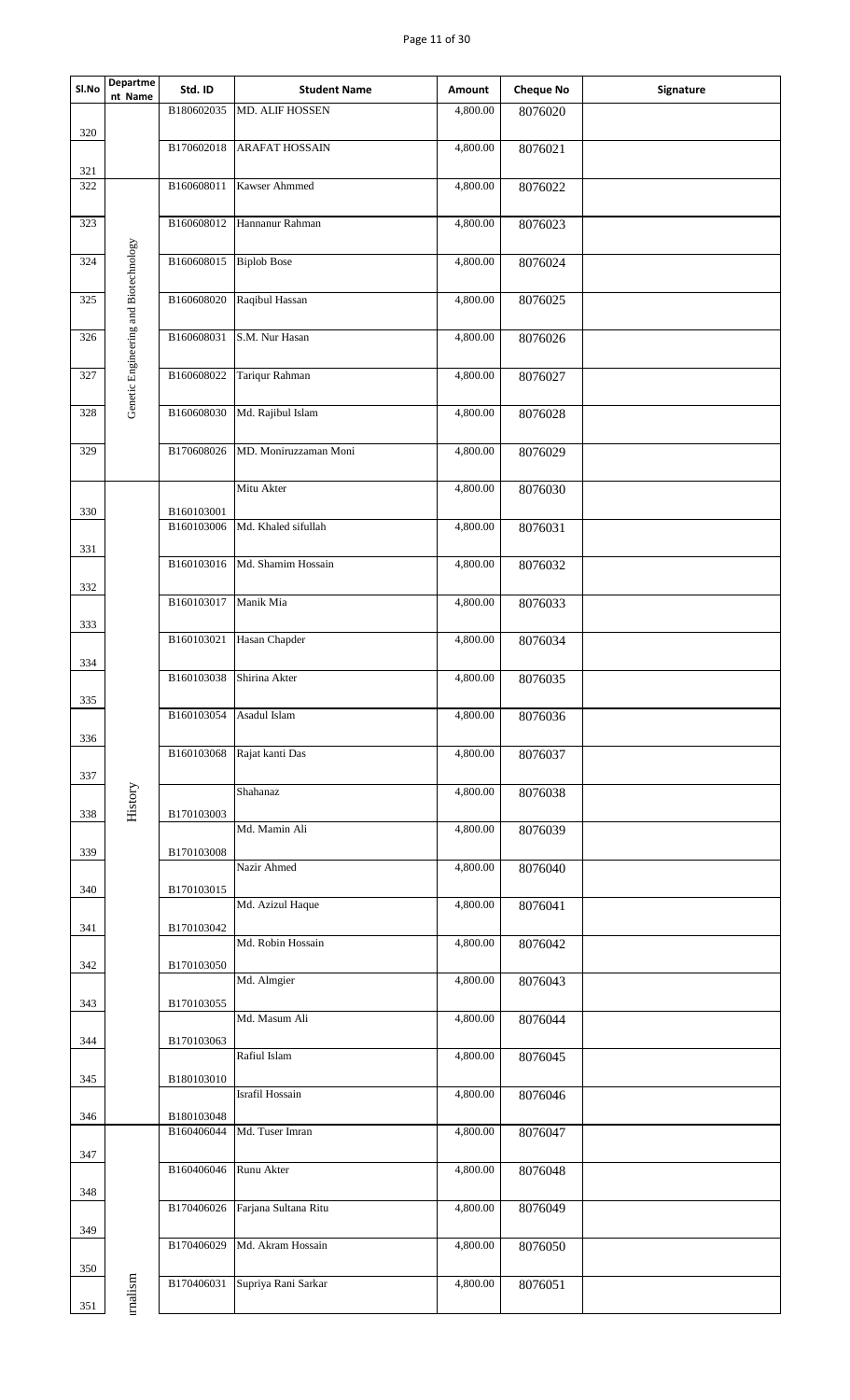| Sl.No | Department Name | Std. ID | Student Name | Amount | Cheque No | Signature |
|---|---|---|---|---|---|---|
| 320 | | B180602035 | MD. ALIF HOSSEN | 4,800.00 | 8076020 | |
| 321 | | B170602018 | ARAFAT HOSSAIN | 4,800.00 | 8076021 | |
| 322 | Genetic Engineering and Biotechnology | B160608011 | Kawser Ahmmed | 4,800.00 | 8076022 | |
| 323 | Genetic Engineering and Biotechnology | B160608012 | Hannanur Rahman | 4,800.00 | 8076023 | |
| 324 | Genetic Engineering and Biotechnology | B160608015 | Biplob Bose | 4,800.00 | 8076024 | |
| 325 | Genetic Engineering and Biotechnology | B160608020 | Raqibul Hassan | 4,800.00 | 8076025 | |
| 326 | Genetic Engineering and Biotechnology | B160608031 | S.M. Nur Hasan | 4,800.00 | 8076026 | |
| 327 | Genetic Engineering and Biotechnology | B160608022 | Tariqur Rahman | 4,800.00 | 8076027 | |
| 328 | Genetic Engineering and Biotechnology | B160608030 | Md. Rajibul Islam | 4,800.00 | 8076028 | |
| 329 | Genetic Engineering and Biotechnology | B170608026 | MD. Moniruzzaman Moni | 4,800.00 | 8076029 | |
| 330 | History | B160103001 | Mitu Akter | 4,800.00 | 8076030 | |
| 331 | History | B160103006 | Md. Khaled sifullah | 4,800.00 | 8076031 | |
| 332 | History | B160103016 | Md. Shamim Hossain | 4,800.00 | 8076032 | |
| 333 | History | B160103017 | Manik Mia | 4,800.00 | 8076033 | |
| 334 | History | B160103021 | Hasan Chapder | 4,800.00 | 8076034 | |
| 335 | History | B160103038 | Shirina Akter | 4,800.00 | 8076035 | |
| 336 | History | B160103054 | Asadul Islam | 4,800.00 | 8076036 | |
| 337 | History | B160103068 | Rajat kanti Das | 4,800.00 | 8076037 | |
| 338 | History | B170103003 | Shahanaz | 4,800.00 | 8076038 | |
| 339 | History | B170103008 | Md. Mamin Ali | 4,800.00 | 8076039 | |
| 340 | History | B170103015 | Nazir Ahmed | 4,800.00 | 8076040 | |
| 341 | History | B170103042 | Md. Azizul Haque | 4,800.00 | 8076041 | |
| 342 | History | B170103050 | Md. Robin Hossain | 4,800.00 | 8076042 | |
| 343 | History | B170103055 | Md. Almgier | 4,800.00 | 8076043 | |
| 344 | History | B170103063 | Md. Masum Ali | 4,800.00 | 8076044 | |
| 345 | History | B180103010 | Rafiul Islam | 4,800.00 | 8076045 | |
| 346 | History | B180103048 | Israfil Hossain | 4,800.00 | 8076046 | |
| 347 | rnalism | B160406044 | Md. Tuser Imran | 4,800.00 | 8076047 | |
| 348 | rnalism | B160406046 | Runu Akter | 4,800.00 | 8076048 | |
| 349 | rnalism | B170406026 | Farjana Sultana Ritu | 4,800.00 | 8076049 | |
| 350 | rnalism | B170406029 | Md. Akram Hossain | 4,800.00 | 8076050 | |
| 351 | rnalism | B170406031 | Supriya Rani Sarkar | 4,800.00 | 8076051 | |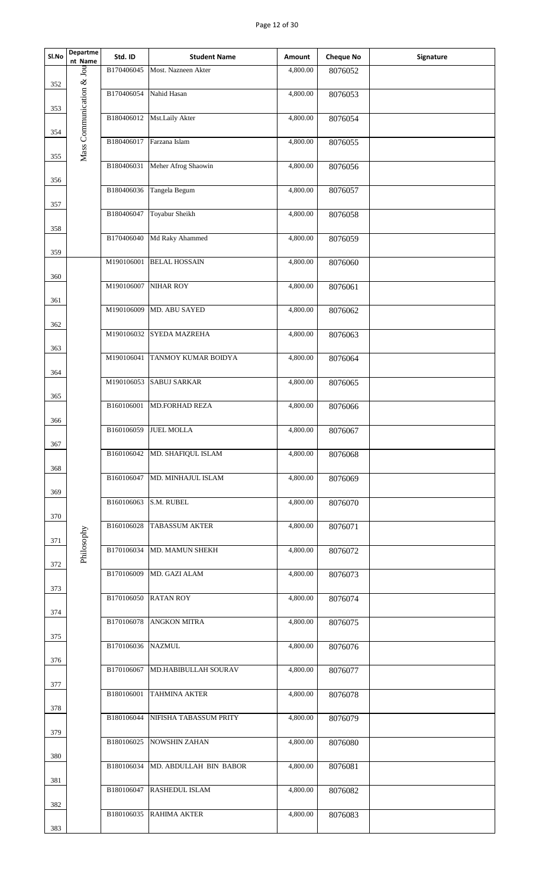| Sl.No | Department Name | Std. ID | Student Name | Amount | Cheque No | Signature |
|---|---|---|---|---|---|---|
| 352 | Mass Communication & Jou | B170406045 | Most. Nazneen Akter | 4,800.00 | 8076052 | |
| 353 | | B170406054 | Nahid Hasan | 4,800.00 | 8076053 | |
| 354 | | B180406012 | Mst.Laily Akter | 4,800.00 | 8076054 | |
| 355 | | B180406017 | Farzana Islam | 4,800.00 | 8076055 | |
| 356 | | B180406031 | Meher Afrog Shaowin | 4,800.00 | 8076056 | |
| 357 | | B180406036 | Tangela Begum | 4,800.00 | 8076057 | |
| 358 | | B180406047 | Toyabur Sheikh | 4,800.00 | 8076058 | |
| 359 | | B170406040 | Md Raky Ahammed | 4,800.00 | 8076059 | |
| 360 | Philosophy | M190106001 | BELAL HOSSAIN | 4,800.00 | 8076060 | |
| 361 | | M190106007 | NIHAR ROY | 4,800.00 | 8076061 | |
| 362 | | M190106009 | MD. ABU SAYED | 4,800.00 | 8076062 | |
| 363 | | M190106032 | SYEDA MAZREHA | 4,800.00 | 8076063 | |
| 364 | | M190106041 | TANMOY KUMAR BOIDYA | 4,800.00 | 8076064 | |
| 365 | | M190106053 | SABUJ SARKAR | 4,800.00 | 8076065 | |
| 366 | | B160106001 | MD.FORHAD REZA | 4,800.00 | 8076066 | |
| 367 | | B160106059 | JUEL MOLLA | 4,800.00 | 8076067 | |
| 368 | | B160106042 | MD. SHAFIQUL ISLAM | 4,800.00 | 8076068 | |
| 369 | | B160106047 | MD. MINHAJUL ISLAM | 4,800.00 | 8076069 | |
| 370 | | B160106063 | S.M. RUBEL | 4,800.00 | 8076070 | |
| 371 | | B160106028 | TABASSUM AKTER | 4,800.00 | 8076071 | |
| 372 | | B170106034 | MD. MAMUN SHEKH | 4,800.00 | 8076072 | |
| 373 | | B170106009 | MD. GAZI ALAM | 4,800.00 | 8076073 | |
| 374 | | B170106050 | RATAN ROY | 4,800.00 | 8076074 | |
| 375 | | B170106078 | ANGKON MITRA | 4,800.00 | 8076075 | |
| 376 | | B170106036 | NAZMUL | 4,800.00 | 8076076 | |
| 377 | | B170106067 | MD.HABIBULLAH SOURAV | 4,800.00 | 8076077 | |
| 378 | | B180106001 | TAHMINA AKTER | 4,800.00 | 8076078 | |
| 379 | | B180106044 | NIFISHA TABASSUM PRITY | 4,800.00 | 8076079 | |
| 380 | | B180106025 | NOWSHIN ZAHAN | 4,800.00 | 8076080 | |
| 381 | | B180106034 | MD. ABDULLAH BIN BABOR | 4,800.00 | 8076081 | |
| 382 | | B180106047 | RASHEDUL ISLAM | 4,800.00 | 8076082 | |
| 383 | | B180106035 | RAHIMA AKTER | 4,800.00 | 8076083 | |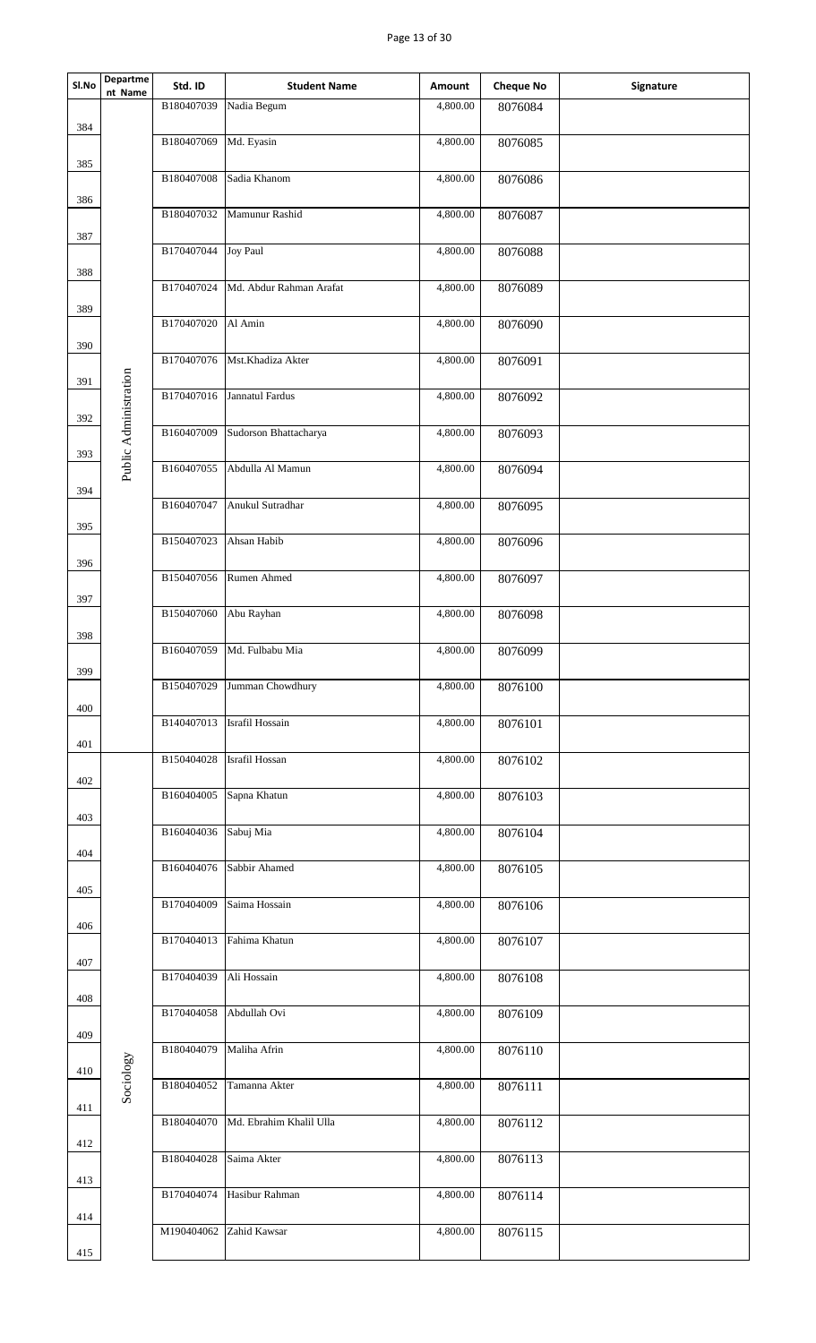| Sl.No | Department Name | Std. ID | Student Name | Amount | Cheque No | Signature |
|---|---|---|---|---|---|---|
| 384 | Public Administration | B180407039 | Nadia Begum | 4,800.00 | 8076084 | |
| 385 | | B180407069 | Md. Eyasin | 4,800.00 | 8076085 | |
| 386 | | B180407008 | Sadia Khanom | 4,800.00 | 8076086 | |
| 387 | | B180407032 | Mamunur Rashid | 4,800.00 | 8076087 | |
| 388 | | B170407044 | Joy Paul | 4,800.00 | 8076088 | |
| 389 | | B170407024 | Md. Abdur Rahman Arafat | 4,800.00 | 8076089 | |
| 390 | | B170407020 | Al Amin | 4,800.00 | 8076090 | |
| 391 | | B170407076 | Mst.Khadiza Akter | 4,800.00 | 8076091 | |
| 392 | | B170407016 | Jannatul Fardus | 4,800.00 | 8076092 | |
| 393 | | B160407009 | Sudorson Bhattacharya | 4,800.00 | 8076093 | |
| 394 | | B160407055 | Abdulla Al Mamun | 4,800.00 | 8076094 | |
| 395 | | B160407047 | Anukul Sutradhar | 4,800.00 | 8076095 | |
| 396 | | B150407023 | Ahsan Habib | 4,800.00 | 8076096 | |
| 397 | | B150407056 | Rumen Ahmed | 4,800.00 | 8076097 | |
| 398 | | B150407060 | Abu Rayhan | 4,800.00 | 8076098 | |
| 399 | | B160407059 | Md. Fulbabu Mia | 4,800.00 | 8076099 | |
| 400 | | B150407029 | Jumman Chowdhury | 4,800.00 | 8076100 | |
| 401 | | B140407013 | Israfil Hossain | 4,800.00 | 8076101 | |
| 402 | Sociology | B150404028 | Israfil Hossan | 4,800.00 | 8076102 | |
| 403 | | B160404005 | Sapna Khatun | 4,800.00 | 8076103 | |
| 404 | | B160404036 | Sabuj Mia | 4,800.00 | 8076104 | |
| 405 | | B160404076 | Sabbir Ahamed | 4,800.00 | 8076105 | |
| 406 | | B170404009 | Saima Hossain | 4,800.00 | 8076106 | |
| 407 | | B170404013 | Fahima Khatun | 4,800.00 | 8076107 | |
| 408 | | B170404039 | Ali Hossain | 4,800.00 | 8076108 | |
| 409 | | B170404058 | Abdullah Ovi | 4,800.00 | 8076109 | |
| 410 | | B180404079 | Maliha Afrin | 4,800.00 | 8076110 | |
| 411 | | B180404052 | Tamanna Akter | 4,800.00 | 8076111 | |
| 412 | | B180404070 | Md. Ebrahim Khalil Ulla | 4,800.00 | 8076112 | |
| 413 | | B180404028 | Saima Akter | 4,800.00 | 8076113 | |
| 414 | | B170404074 | Hasibur Rahman | 4,800.00 | 8076114 | |
| 415 | | M190404062 | Zahid Kawsar | 4,800.00 | 8076115 | |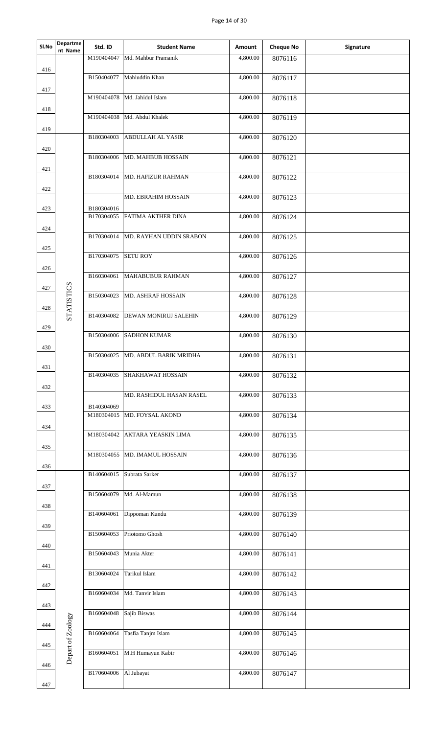| Sl.No | Department Name | Std. ID | Student Name | Amount | Cheque No | Signature |
|---|---|---|---|---|---|---|
| 416 | | M190404047 | Md. Mahbur Pramanik | 4,800.00 | 8076116 | |
| 417 | | B150404077 | Mahiuddin Khan | 4,800.00 | 8076117 | |
| 418 | | M190404078 | Md. Jahidul Islam | 4,800.00 | 8076118 | |
| 419 | | M190404038 | Md. Abdul Khalek | 4,800.00 | 8076119 | |
| 420 | STATISTICS | B180304003 | ABDULLAH AL YASIR | 4,800.00 | 8076120 | |
| 421 | STATISTICS | B180304006 | MD. MAHBUB HOSSAIN | 4,800.00 | 8076121 | |
| 422 | STATISTICS | B180304014 | MD. HAFIZUR RAHMAN | 4,800.00 | 8076122 | |
| 423 | STATISTICS | B180304016 | MD. EBRAHIM HOSSAIN | 4,800.00 | 8076123 | |
| 424 | STATISTICS | B170304055 | FATIMA AKTHER DINA | 4,800.00 | 8076124 | |
| 425 | STATISTICS | B170304014 | MD. RAYHAN UDDIN SRABON | 4,800.00 | 8076125 | |
| 426 | STATISTICS | B170304075 | SETU ROY | 4,800.00 | 8076126 | |
| 427 | STATISTICS | B160304061 | MAHABUBUR RAHMAN | 4,800.00 | 8076127 | |
| 428 | STATISTICS | B150304023 | MD. ASHRAF HOSSAIN | 4,800.00 | 8076128 | |
| 429 | STATISTICS | B140304082 | DEWAN MONIRUJ SALEHIN | 4,800.00 | 8076129 | |
| 430 | STATISTICS | B150304006 | SADHON KUMAR | 4,800.00 | 8076130 | |
| 431 | STATISTICS | B150304025 | MD. ABDUL BARIK MRIDHA | 4,800.00 | 8076131 | |
| 432 | STATISTICS | B140304035 | SHAKHAWAT HOSSAIN | 4,800.00 | 8076132 | |
| 433 | STATISTICS | B140304069 | MD. RASHIDUL HASAN RASEL | 4,800.00 | 8076133 | |
| 434 | STATISTICS | M180304015 | MD. FOYSAL AKOND | 4,800.00 | 8076134 | |
| 435 | STATISTICS | M180304042 | AKTARA YEASKIN LIMA | 4,800.00 | 8076135 | |
| 436 | STATISTICS | M180304055 | MD. IMAMUL HOSSAIN | 4,800.00 | 8076136 | |
| 437 | Depart of Zoology | B140604015 | Subrata Sarker | 4,800.00 | 8076137 | |
| 438 | Depart of Zoology | B150604079 | Md. Al-Mamun | 4,800.00 | 8076138 | |
| 439 | Depart of Zoology | B140604061 | Dippoman Kundu | 4,800.00 | 8076139 | |
| 440 | Depart of Zoology | B150604053 | Priotomo Ghosh | 4,800.00 | 8076140 | |
| 441 | Depart of Zoology | B150604043 | Munia Akter | 4,800.00 | 8076141 | |
| 442 | Depart of Zoology | B130604024 | Tarikul Islam | 4,800.00 | 8076142 | |
| 443 | Depart of Zoology | B160604034 | Md. Tanvir Islam | 4,800.00 | 8076143 | |
| 444 | Depart of Zoology | B160604048 | Sajib Biswas | 4,800.00 | 8076144 | |
| 445 | Depart of Zoology | B160604064 | Tasfia Tanjm Islam | 4,800.00 | 8076145 | |
| 446 | Depart of Zoology | B160604051 | M.H Humayun Kabir | 4,800.00 | 8076146 | |
| 447 | Depart of Zoology | B170604006 | Al Jubayat | 4,800.00 | 8076147 | |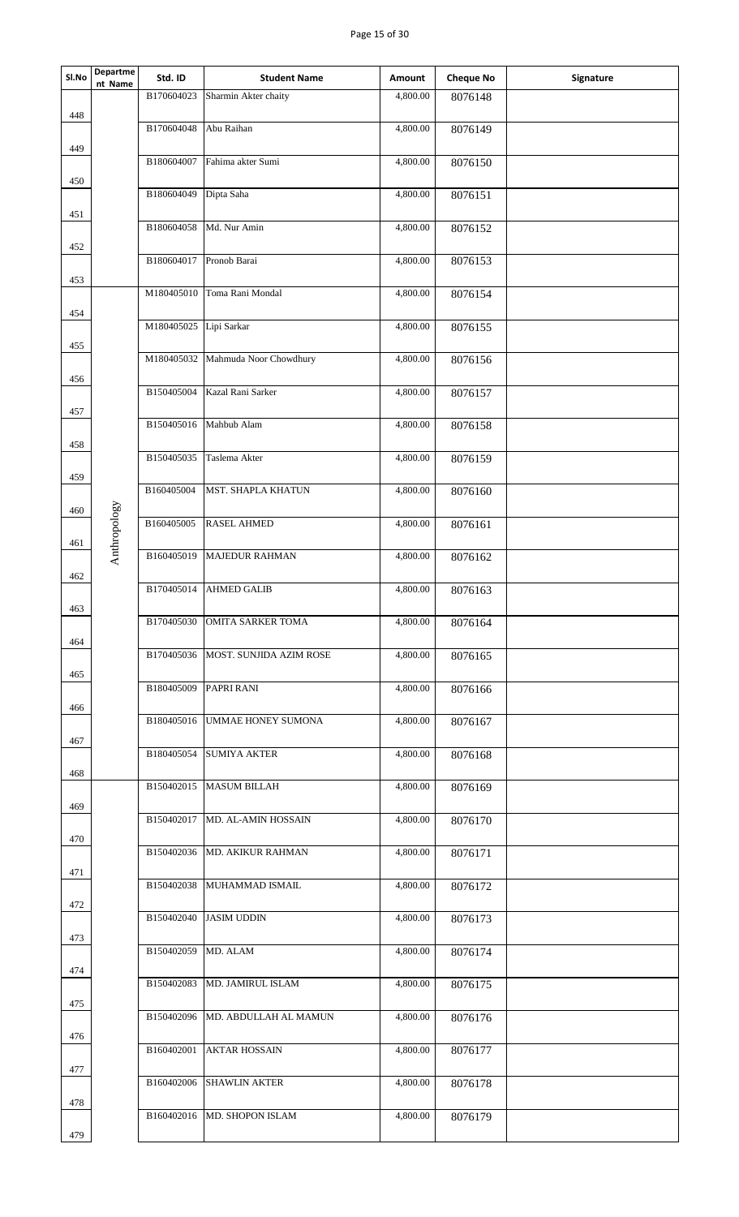| Sl.No | Department Name | Std. ID | Student Name | Amount | Cheque No | Signature |
|---|---|---|---|---|---|---|
| 448 | | B170604023 | Sharmin Akter chaity | 4,800.00 | 8076148 | |
| 449 | | B170604048 | Abu Raihan | 4,800.00 | 8076149 | |
| 450 | | B180604007 | Fahima akter Sumi | 4,800.00 | 8076150 | |
| 451 | | B180604049 | Dipta Saha | 4,800.00 | 8076151 | |
| 452 | | B180604058 | Md. Nur Amin | 4,800.00 | 8076152 | |
| 453 | | B180604017 | Pronob Barai | 4,800.00 | 8076153 | |
| 454 | Anthropology | M180405010 | Toma Rani Mondal | 4,800.00 | 8076154 | |
| 455 | | M180405025 | Lipi Sarkar | 4,800.00 | 8076155 | |
| 456 | | M180405032 | Mahmuda Noor Chowdhury | 4,800.00 | 8076156 | |
| 457 | | B150405004 | Kazal Rani Sarker | 4,800.00 | 8076157 | |
| 458 | | B150405016 | Mahbub Alam | 4,800.00 | 8076158 | |
| 459 | | B150405035 | Taslema Akter | 4,800.00 | 8076159 | |
| 460 | | B160405004 | MST. SHAPLA KHATUN | 4,800.00 | 8076160 | |
| 461 | | B160405005 | RASEL AHMED | 4,800.00 | 8076161 | |
| 462 | | B160405019 | MAJEDUR RAHMAN | 4,800.00 | 8076162 | |
| 463 | | B170405014 | AHMED GALIB | 4,800.00 | 8076163 | |
| 464 | | B170405030 | OMITA SARKER TOMA | 4,800.00 | 8076164 | |
| 465 | | B170405036 | MOST. SUNJIDA AZIM ROSE | 4,800.00 | 8076165 | |
| 466 | | B180405009 | PAPRI RANI | 4,800.00 | 8076166 | |
| 467 | | B180405016 | UMMAE HONEY SUMONA | 4,800.00 | 8076167 | |
| 468 | | B180405054 | SUMIYA AKTER | 4,800.00 | 8076168 | |
| 469 | | B150402015 | MASUM BILLAH | 4,800.00 | 8076169 | |
| 470 | | B150402017 | MD. AL-AMIN HOSSAIN | 4,800.00 | 8076170 | |
| 471 | | B150402036 | MD. AKIKUR RAHMAN | 4,800.00 | 8076171 | |
| 472 | | B150402038 | MUHAMMAD ISMAIL | 4,800.00 | 8076172 | |
| 473 | | B150402040 | JASIM UDDIN | 4,800.00 | 8076173 | |
| 474 | | B150402059 | MD. ALAM | 4,800.00 | 8076174 | |
| 475 | | B150402083 | MD. JAMIRUL ISLAM | 4,800.00 | 8076175 | |
| 476 | | B150402096 | MD. ABDULLAH AL MAMUN | 4,800.00 | 8076176 | |
| 477 | | B160402001 | AKTAR HOSSAIN | 4,800.00 | 8076177 | |
| 478 | | B160402006 | SHAWLIN AKTER | 4,800.00 | 8076178 | |
| 479 | | B160402016 | MD. SHOPON ISLAM | 4,800.00 | 8076179 | |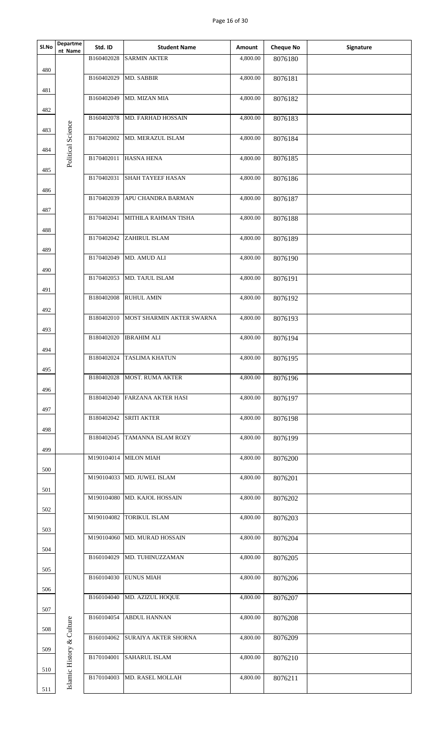| Sl.No | Department Name | Std. ID | Student Name | Amount | Cheque No | Signature |
|---|---|---|---|---|---|---|
| 480 | Political Science | B160402028 | SARMIN AKTER | 4,800.00 | 8076180 | |
| 481 | | B160402029 | MD. SABBIR | 4,800.00 | 8076181 | |
| 482 | | B160402049 | MD. MIZAN MIA | 4,800.00 | 8076182 | |
| 483 | | B160402078 | MD. FARHAD HOSSAIN | 4,800.00 | 8076183 | |
| 484 | | B170402002 | MD. MERAZUL ISLAM | 4,800.00 | 8076184 | |
| 485 | | B170402011 | HASNA HENA | 4,800.00 | 8076185 | |
| 486 | | B170402031 | SHAH TAYEEF HASAN | 4,800.00 | 8076186 | |
| 487 | | B170402039 | APU CHANDRA BARMAN | 4,800.00 | 8076187 | |
| 488 | | B170402041 | MITHILA RAHMAN TISHA | 4,800.00 | 8076188 | |
| 489 | | B170402042 | ZAHIRUL ISLAM | 4,800.00 | 8076189 | |
| 490 | | B170402049 | MD. AMUD ALI | 4,800.00 | 8076190 | |
| 491 | | B170402053 | MD. TAJUL ISLAM | 4,800.00 | 8076191 | |
| 492 | | B180402008 | RUHUL AMIN | 4,800.00 | 8076192 | |
| 493 | | B180402010 | MOST SHARMIN AKTER SWARNA | 4,800.00 | 8076193 | |
| 494 | | B180402020 | IBRAHIM ALI | 4,800.00 | 8076194 | |
| 495 | | B180402024 | TASLIMA KHATUN | 4,800.00 | 8076195 | |
| 496 | | B180402028 | MOST. RUMA AKTER | 4,800.00 | 8076196 | |
| 497 | | B180402040 | FARZANA AKTER HASI | 4,800.00 | 8076197 | |
| 498 | | B180402042 | SRITI AKTER | 4,800.00 | 8076198 | |
| 499 | | B180402045 | TAMANNA ISLAM ROZY | 4,800.00 | 8076199 | |
| 500 | Islamic History & Culture | M190104014 | MILON MIAH | 4,800.00 | 8076200 | |
| 501 | | M190104033 | MD. JUWEL ISLAM | 4,800.00 | 8076201 | |
| 502 | | M190104080 | MD. KAJOL HOSSAIN | 4,800.00 | 8076202 | |
| 503 | | M190104082 | TORIKUL ISLAM | 4,800.00 | 8076203 | |
| 504 | | M190104060 | MD. MURAD HOSSAIN | 4,800.00 | 8076204 | |
| 505 | | B160104029 | MD. TUHINUZZAMAN | 4,800.00 | 8076205 | |
| 506 | | B160104030 | EUNUS MIAH | 4,800.00 | 8076206 | |
| 507 | | B160104040 | MD. AZIZUL HOQUE | 4,800.00 | 8076207 | |
| 508 | | B160104054 | ABDUL HANNAN | 4,800.00 | 8076208 | |
| 509 | | B160104062 | SURAIYA AKTER SHORNA | 4,800.00 | 8076209 | |
| 510 | | B170104001 | SAHARUL ISLAM | 4,800.00 | 8076210 | |
| 511 | | B170104003 | MD. RASEL MOLLAH | 4,800.00 | 8076211 | |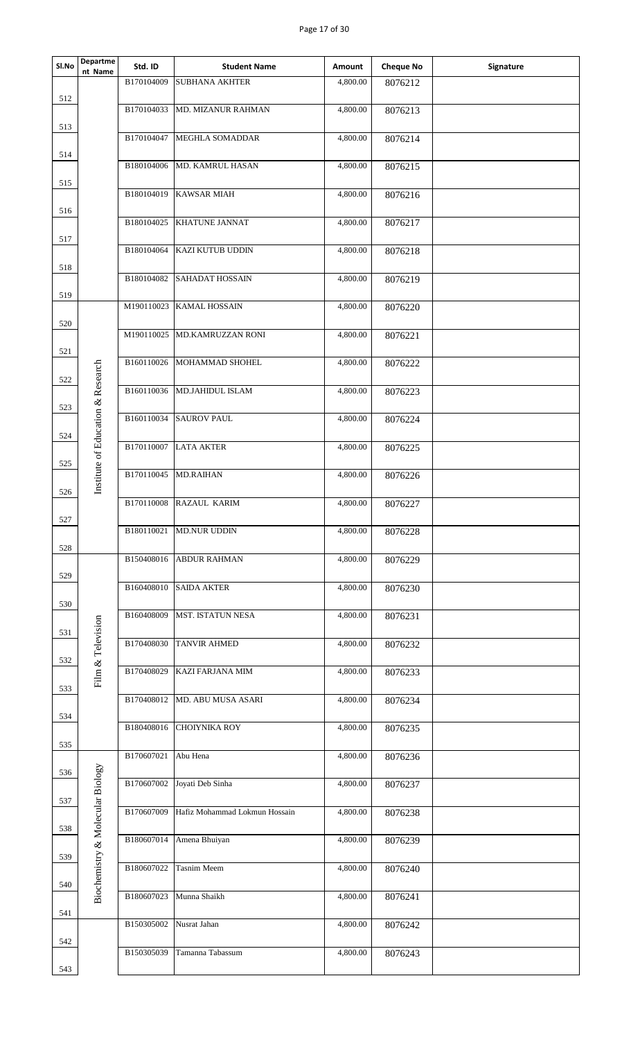| Sl.No | Department Name | Std. ID | Student Name | Amount | Cheque No | Signature |
|---|---|---|---|---|---|---|
| 512 | | B170104009 | SUBHANA AKHTER | 4,800.00 | 8076212 | |
| 513 | | B170104033 | MD. MIZANUR RAHMAN | 4,800.00 | 8076213 | |
| 514 | | B170104047 | MEGHLA SOMADDAR | 4,800.00 | 8076214 | |
| 515 | | B180104006 | MD. KAMRUL HASAN | 4,800.00 | 8076215 | |
| 516 | | B180104019 | KAWSAR MIAH | 4,800.00 | 8076216 | |
| 517 | | B180104025 | KHATUNE JANNAT | 4,800.00 | 8076217 | |
| 518 | | B180104064 | KAZI KUTUB UDDIN | 4,800.00 | 8076218 | |
| 519 | | B180104082 | SAHADAT HOSSAIN | 4,800.00 | 8076219 | |
| 520 | Institute of Education & Research | M190110023 | KAMAL HOSSAIN | 4,800.00 | 8076220 | |
| 521 | | M190110025 | MD.KAMRUZZAN RONI | 4,800.00 | 8076221 | |
| 522 | | B160110026 | MOHAMMAD SHOHEL | 4,800.00 | 8076222 | |
| 523 | | B160110036 | MD.JAHIDUL ISLAM | 4,800.00 | 8076223 | |
| 524 | | B160110034 | SAUROV PAUL | 4,800.00 | 8076224 | |
| 525 | | B170110007 | LATA AKTER | 4,800.00 | 8076225 | |
| 526 | | B170110045 | MD.RAIHAN | 4,800.00 | 8076226 | |
| 527 | | B170110008 | RAZAUL KARIM | 4,800.00 | 8076227 | |
| 528 | | B180110021 | MD.NUR UDDIN | 4,800.00 | 8076228 | |
| 529 | Film & Television | B150408016 | ABDUR RAHMAN | 4,800.00 | 8076229 | |
| 530 | | B160408010 | SAIDA AKTER | 4,800.00 | 8076230 | |
| 531 | | B160408009 | MST. ISTATUN NESA | 4,800.00 | 8076231 | |
| 532 | | B170408030 | TANVIR AHMED | 4,800.00 | 8076232 | |
| 533 | | B170408029 | KAZI FARJANA MIM | 4,800.00 | 8076233 | |
| 534 | | B170408012 | MD. ABU MUSA ASARI | 4,800.00 | 8076234 | |
| 535 | | B180408016 | CHOIYNIKA ROY | 4,800.00 | 8076235 | |
| 536 | Biochemistry & Molecular Biology | B170607021 | Abu Hena | 4,800.00 | 8076236 | |
| 537 | | B170607002 | Joyati Deb Sinha | 4,800.00 | 8076237 | |
| 538 | | B170607009 | Hafiz Mohammad Lokmun Hossain | 4,800.00 | 8076238 | |
| 539 | | B180607014 | Amena Bhuiyan | 4,800.00 | 8076239 | |
| 540 | | B180607022 | Tasnim Meem | 4,800.00 | 8076240 | |
| 541 | | B180607023 | Munna Shaikh | 4,800.00 | 8076241 | |
| 542 | | B150305002 | Nusrat Jahan | 4,800.00 | 8076242 | |
| 543 | | B150305039 | Tamanna Tabassum | 4,800.00 | 8076243 | |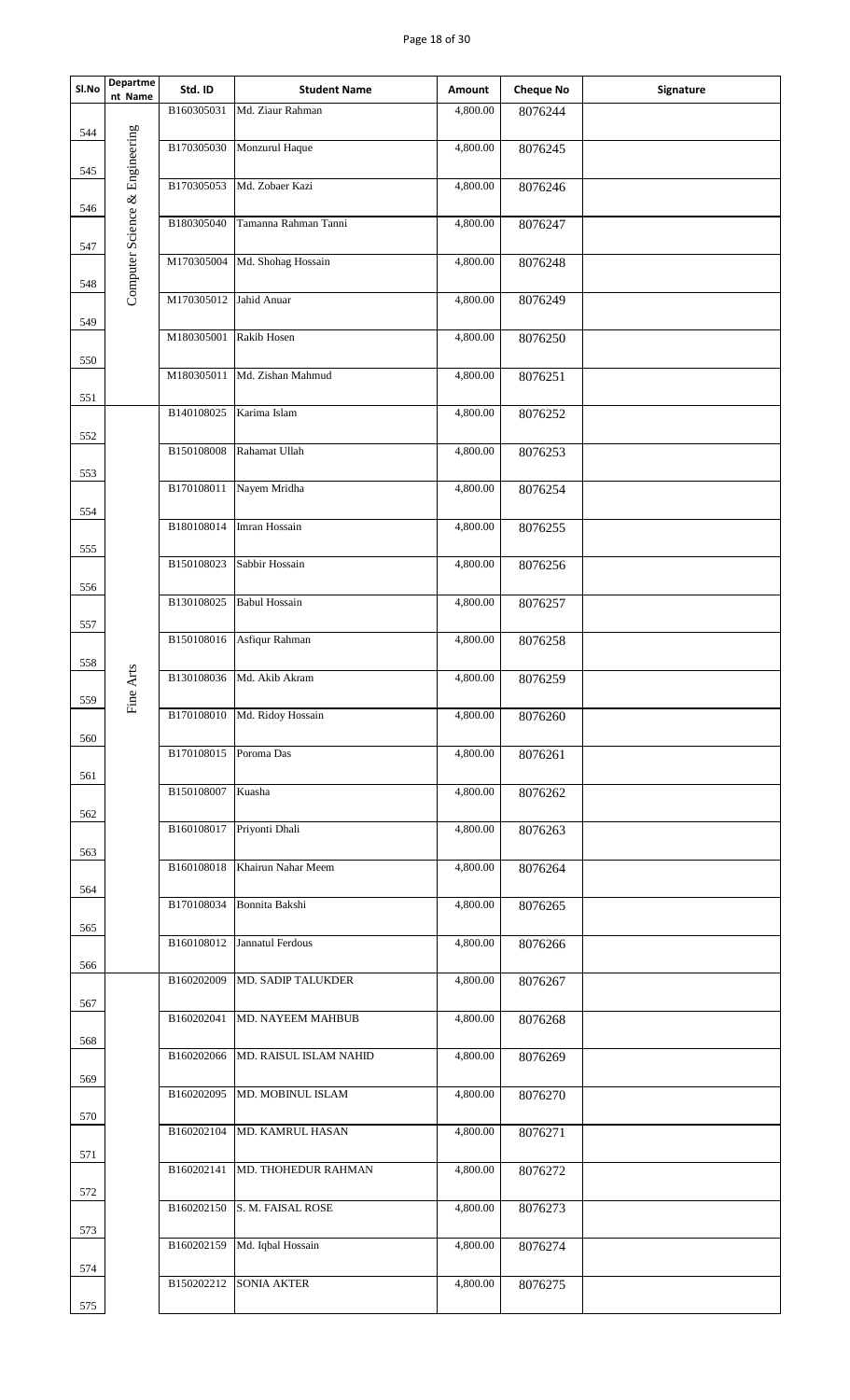| Sl.No | Department Name | Std. ID | Student Name | Amount | Cheque No | Signature |
|---|---|---|---|---|---|---|
| 544 | Computer Science & Engineering | B160305031 | Md. Ziaur Rahman | 4,800.00 | 8076244 | |
| 545 | | B170305030 | Monzurul Haque | 4,800.00 | 8076245 | |
| 546 | | B170305053 | Md. Zobaer Kazi | 4,800.00 | 8076246 | |
| 547 | | B180305040 | Tamanna Rahman Tanni | 4,800.00 | 8076247 | |
| 548 | | M170305004 | Md. Shohag Hossain | 4,800.00 | 8076248 | |
| 549 | | M170305012 | Jahid Anuar | 4,800.00 | 8076249 | |
| 550 | | M180305001 | Rakib Hosen | 4,800.00 | 8076250 | |
| 551 | | M180305011 | Md. Zishan Mahmud | 4,800.00 | 8076251 | |
| 552 | Fine Arts | B140108025 | Karima Islam | 4,800.00 | 8076252 | |
| 553 | | B150108008 | Rahamat Ullah | 4,800.00 | 8076253 | |
| 554 | | B170108011 | Nayem Mridha | 4,800.00 | 8076254 | |
| 555 | | B180108014 | Imran Hossain | 4,800.00 | 8076255 | |
| 556 | | B150108023 | Sabbir Hossain | 4,800.00 | 8076256 | |
| 557 | | B130108025 | Babul Hossain | 4,800.00 | 8076257 | |
| 558 | | B150108016 | Asfiqur Rahman | 4,800.00 | 8076258 | |
| 559 | | B130108036 | Md. Akib Akram | 4,800.00 | 8076259 | |
| 560 | | B170108010 | Md. Ridoy Hossain | 4,800.00 | 8076260 | |
| 561 | | B170108015 | Poroma Das | 4,800.00 | 8076261 | |
| 562 | | B150108007 | Kuasha | 4,800.00 | 8076262 | |
| 563 | | B160108017 | Priyonti Dhali | 4,800.00 | 8076263 | |
| 564 | | B160108018 | Khairun Nahar Meem | 4,800.00 | 8076264 | |
| 565 | | B170108034 | Bonnita Bakshi | 4,800.00 | 8076265 | |
| 566 | | B160108012 | Jannatul Ferdous | 4,800.00 | 8076266 | |
| 567 | | B160202009 | MD. SADIP TALUKDER | 4,800.00 | 8076267 | |
| 568 | | B160202041 | MD. NAYEEM MAHBUB | 4,800.00 | 8076268 | |
| 569 | | B160202066 | MD. RAISUL ISLAM NAHID | 4,800.00 | 8076269 | |
| 570 | | B160202095 | MD. MOBINUL ISLAM | 4,800.00 | 8076270 | |
| 571 | | B160202104 | MD. KAMRUL HASAN | 4,800.00 | 8076271 | |
| 572 | | B160202141 | MD. THOHEDUR RAHMAN | 4,800.00 | 8076272 | |
| 573 | | B160202150 | S. M. FAISAL ROSE | 4,800.00 | 8076273 | |
| 574 | | B160202159 | Md. Iqbal Hossain | 4,800.00 | 8076274 | |
| 575 | | B150202212 | SONIA AKTER | 4,800.00 | 8076275 | |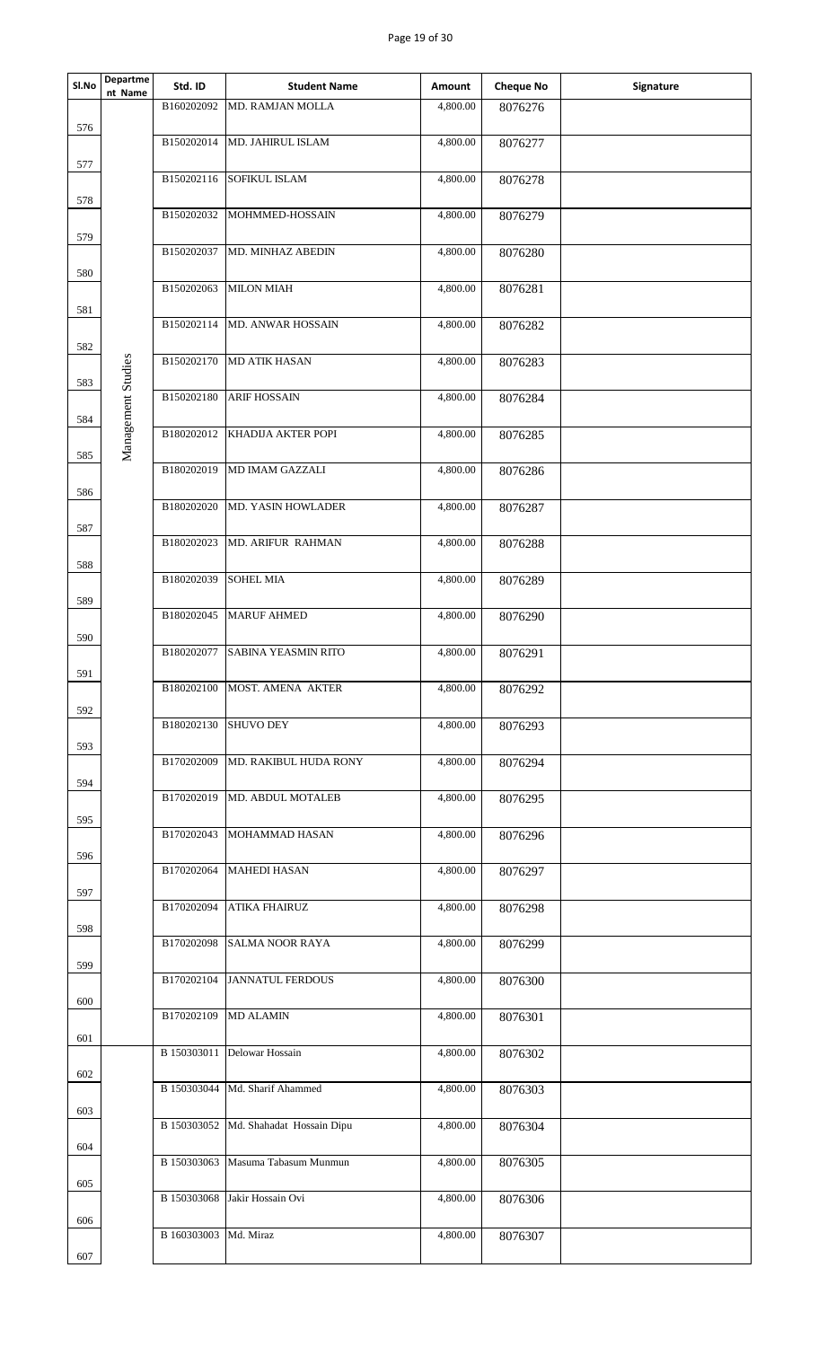| Sl.No | Department Name | Std. ID | Student Name | Amount | Cheque No | Signature |
|---|---|---|---|---|---|---|
| 576 | Management Studies | B160202092 | MD. RAMJAN MOLLA | 4,800.00 | 8076276 | |
| 577 | | B150202014 | MD. JAHIRUL ISLAM | 4,800.00 | 8076277 | |
| 578 | | B150202116 | SOFIKUL ISLAM | 4,800.00 | 8076278 | |
| 579 | | B150202032 | MOHMMED-HOSSAIN | 4,800.00 | 8076279 | |
| 580 | | B150202037 | MD. MINHAZ ABEDIN | 4,800.00 | 8076280 | |
| 581 | | B150202063 | MILON MIAH | 4,800.00 | 8076281 | |
| 582 | | B150202114 | MD. ANWAR HOSSAIN | 4,800.00 | 8076282 | |
| 583 | | B150202170 | MD ATIK HASAN | 4,800.00 | 8076283 | |
| 584 | | B150202180 | ARIF HOSSAIN | 4,800.00 | 8076284 | |
| 585 | | B180202012 | KHADIJA AKTER POPI | 4,800.00 | 8076285 | |
| 586 | | B180202019 | MD IMAM GAZZALI | 4,800.00 | 8076286 | |
| 587 | | B180202020 | MD. YASIN HOWLADER | 4,800.00 | 8076287 | |
| 588 | | B180202023 | MD. ARIFUR RAHMAN | 4,800.00 | 8076288 | |
| 589 | | B180202039 | SOHEL MIA | 4,800.00 | 8076289 | |
| 590 | | B180202045 | MARUF AHMED | 4,800.00 | 8076290 | |
| 591 | | B180202077 | SABINA YEASMIN RITO | 4,800.00 | 8076291 | |
| 592 | | B180202100 | MOST. AMENA AKTER | 4,800.00 | 8076292 | |
| 593 | | B180202130 | SHUVO DEY | 4,800.00 | 8076293 | |
| 594 | | B170202009 | MD. RAKIBUL HUDA RONY | 4,800.00 | 8076294 | |
| 595 | | B170202019 | MD. ABDUL MOTALEB | 4,800.00 | 8076295 | |
| 596 | | B170202043 | MOHAMMAD HASAN | 4,800.00 | 8076296 | |
| 597 | | B170202064 | MAHEDI HASAN | 4,800.00 | 8076297 | |
| 598 | | B170202094 | ATIKA FHAIRUZ | 4,800.00 | 8076298 | |
| 599 | | B170202098 | SALMA NOOR RAYA | 4,800.00 | 8076299 | |
| 600 | | B170202104 | JANNATUL FERDOUS | 4,800.00 | 8076300 | |
| 601 | | B170202109 | MD ALAMIN | 4,800.00 | 8076301 | |
| 602 | | B 150303011 | Delowar Hossain | 4,800.00 | 8076302 | |
| 603 | | B 150303044 | Md. Sharif Ahammed | 4,800.00 | 8076303 | |
| 604 | | B 150303052 | Md. Shahadat Hossain Dipu | 4,800.00 | 8076304 | |
| 605 | | B 150303063 | Masuma Tabasum Munmun | 4,800.00 | 8076305 | |
| 606 | | B 150303068 | Jakir Hossain Ovi | 4,800.00 | 8076306 | |
| 607 | | B 160303003 | Md. Miraz | 4,800.00 | 8076307 | |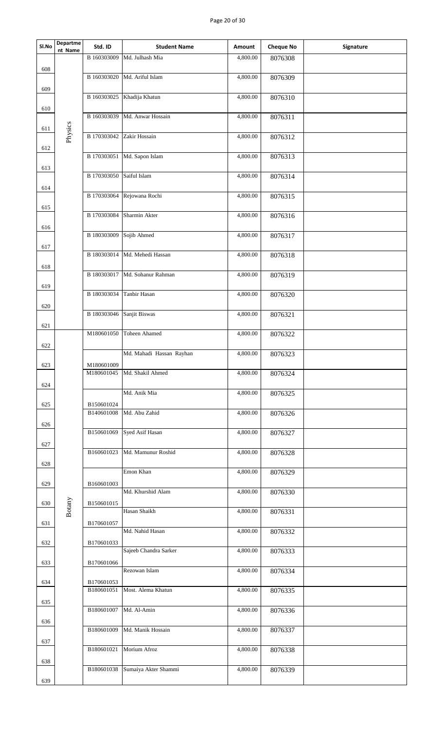| Sl.No | Department Name | Std. ID | Student Name | Amount | Cheque No | Signature |
|---|---|---|---|---|---|---|
| 608 | Physics | B 160303009 | Md. Julhash Mia | 4,800.00 | 8076308 | |
| 609 | | B 160303020 | Md. Ariful Islam | 4,800.00 | 8076309 | |
| 610 | | B 160303025 | Khadija Khatun | 4,800.00 | 8076310 | |
| 611 | | B 160303039 | Md. Anwar Hossain | 4,800.00 | 8076311 | |
| 612 | | B 170303042 | Zakir Hossain | 4,800.00 | 8076312 | |
| 613 | | B 170303051 | Md. Sapon Islam | 4,800.00 | 8076313 | |
| 614 | | B 170303050 | Saiful Islam | 4,800.00 | 8076314 | |
| 615 | | B 170303064 | Rejowana Rochi | 4,800.00 | 8076315 | |
| 616 | | B 170303084 | Sharmin Akter | 4,800.00 | 8076316 | |
| 617 | | B 180303009 | Sojib Ahmed | 4,800.00 | 8076317 | |
| 618 | | B 180303014 | Md. Mehedi Hassan | 4,800.00 | 8076318 | |
| 619 | | B 180303017 | Md. Sohanur Rahman | 4,800.00 | 8076319 | |
| 620 | | B 180303034 | Tanbir Hasan | 4,800.00 | 8076320 | |
| 621 | | B 180303046 | Sanjit Biswas | 4,800.00 | 8076321 | |
| 622 | Botany | M180601050 | Toheen Ahamed | 4,800.00 | 8076322 | |
| 623 | | M180601009 | Md. Mahadi Hassan Rayhan | 4,800.00 | 8076323 | |
| 624 | | M180601045 | Md. Shakil Ahmed | 4,800.00 | 8076324 | |
| 625 | | B150601024 | Md. Anik Mia | 4,800.00 | 8076325 | |
| 626 | | B140601008 | Md. Abu Zahid | 4,800.00 | 8076326 | |
| 627 | | B150601069 | Syed Asif Hasan | 4,800.00 | 8076327 | |
| 628 | | B160601023 | Md. Mamunur Roshid | 4,800.00 | 8076328 | |
| 629 | | B160601003 | Emon Khan | 4,800.00 | 8076329 | |
| 630 | | B150601015 | Md. Khurshid Alam | 4,800.00 | 8076330 | |
| 631 | | B170601057 | Hasan Shaikh | 4,800.00 | 8076331 | |
| 632 | | B170601033 | Md. Nahid Hasan | 4,800.00 | 8076332 | |
| 633 | | B170601066 | Sajeeb Chandra Sarker | 4,800.00 | 8076333 | |
| 634 | | B170601053 | Rezowan Islam | 4,800.00 | 8076334 | |
| 635 | | B180601051 | Most. Alema Khatun | 4,800.00 | 8076335 | |
| 636 | | B180601007 | Md. Al-Amin | 4,800.00 | 8076336 | |
| 637 | | B180601009 | Md. Manik Hossain | 4,800.00 | 8076337 | |
| 638 | | B180601021 | Morium Afroz | 4,800.00 | 8076338 | |
| 639 | | B180601038 | Sumaiya Akter Shammi | 4,800.00 | 8076339 | |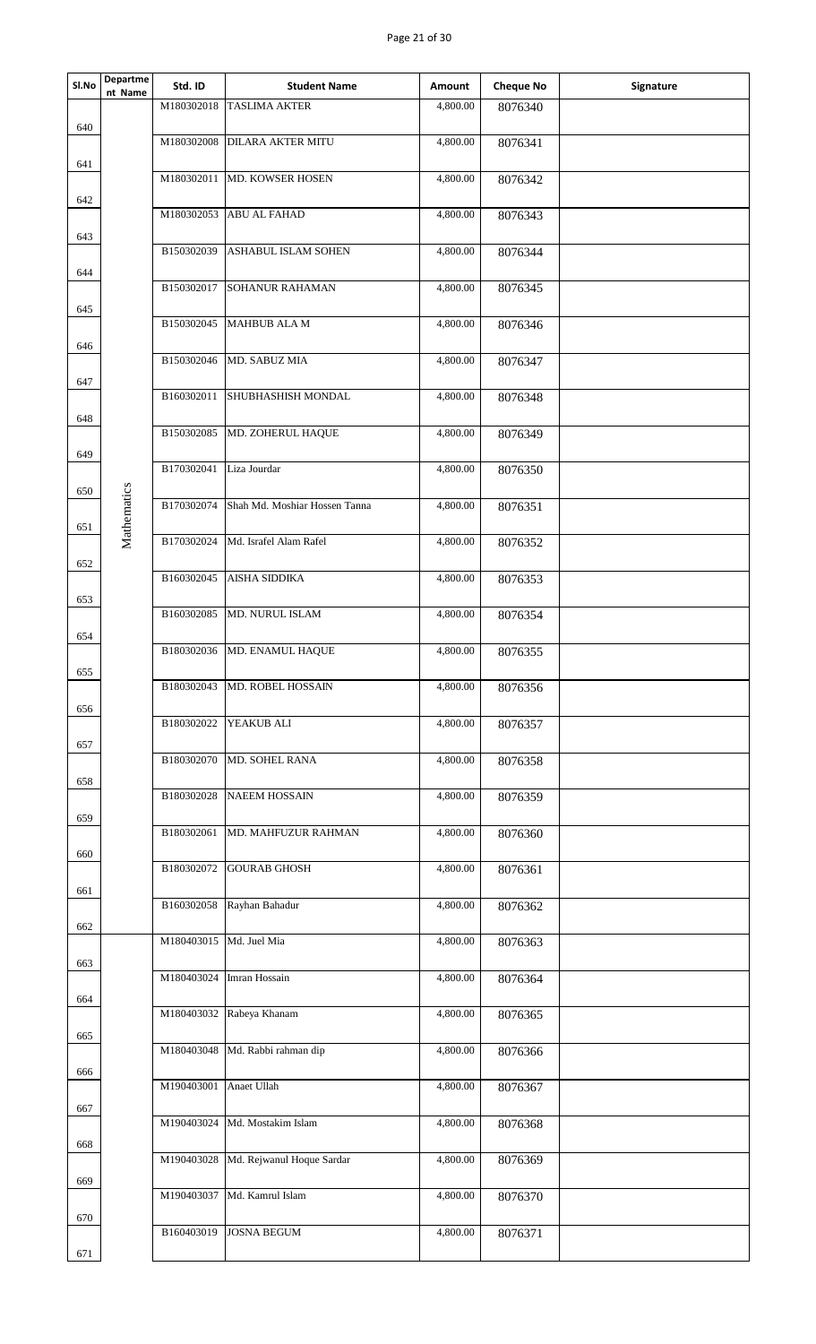| Sl.No | Department Name | Std. ID | Student Name | Amount | Cheque No | Signature |
|---|---|---|---|---|---|---|
| 640 | Mathematics | M180302018 | TASLIMA AKTER | 4,800.00 | 8076340 | |
| 641 | | M180302008 | DILARA AKTER MITU | 4,800.00 | 8076341 | |
| 642 | | M180302011 | MD. KOWSER HOSEN | 4,800.00 | 8076342 | |
| 643 | | M180302053 | ABU AL FAHAD | 4,800.00 | 8076343 | |
| 644 | | B150302039 | ASHABUL ISLAM SOHEN | 4,800.00 | 8076344 | |
| 645 | | B150302017 | SOHANUR RAHAMAN | 4,800.00 | 8076345 | |
| 646 | | B150302045 | MAHBUB ALA M | 4,800.00 | 8076346 | |
| 647 | | B150302046 | MD. SABUZ MIA | 4,800.00 | 8076347 | |
| 648 | | B160302011 | SHUBHASHISH MONDAL | 4,800.00 | 8076348 | |
| 649 | | B150302085 | MD. ZOHERUL HAQUE | 4,800.00 | 8076349 | |
| 650 | | B170302041 | Liza Jourdar | 4,800.00 | 8076350 | |
| 651 | | B170302074 | Shah Md. Moshiar Hossen Tanna | 4,800.00 | 8076351 | |
| 652 | | B170302024 | Md. Israfel Alam Rafel | 4,800.00 | 8076352 | |
| 653 | | B160302045 | AISHA SIDDIKA | 4,800.00 | 8076353 | |
| 654 | | B160302085 | MD. NURUL ISLAM | 4,800.00 | 8076354 | |
| 655 | | B180302036 | MD. ENAMUL HAQUE | 4,800.00 | 8076355 | |
| 656 | | B180302043 | MD. ROBEL HOSSAIN | 4,800.00 | 8076356 | |
| 657 | | B180302022 | YEAKUB ALI | 4,800.00 | 8076357 | |
| 658 | | B180302070 | MD. SOHEL RANA | 4,800.00 | 8076358 | |
| 659 | | B180302028 | NAEEM HOSSAIN | 4,800.00 | 8076359 | |
| 660 | | B180302061 | MD. MAHFUZUR RAHMAN | 4,800.00 | 8076360 | |
| 661 | | B180302072 | GOURAB GHOSH | 4,800.00 | 8076361 | |
| 662 | | B160302058 | Rayhan Bahadur | 4,800.00 | 8076362 | |
| 663 | | M180403015 | Md. Juel Mia | 4,800.00 | 8076363 | |
| 664 | | M180403024 | Imran Hossain | 4,800.00 | 8076364 | |
| 665 | | M180403032 | Rabeya Khanam | 4,800.00 | 8076365 | |
| 666 | | M180403048 | Md. Rabbi rahman dip | 4,800.00 | 8076366 | |
| 667 | | M190403001 | Anaet Ullah | 4,800.00 | 8076367 | |
| 668 | | M190403024 | Md. Mostakim Islam | 4,800.00 | 8076368 | |
| 669 | | M190403028 | Md. Rejwanul Hoque Sardar | 4,800.00 | 8076369 | |
| 670 | | M190403037 | Md. Kamrul Islam | 4,800.00 | 8076370 | |
| 671 | | B160403019 | JOSNA BEGUM | 4,800.00 | 8076371 | |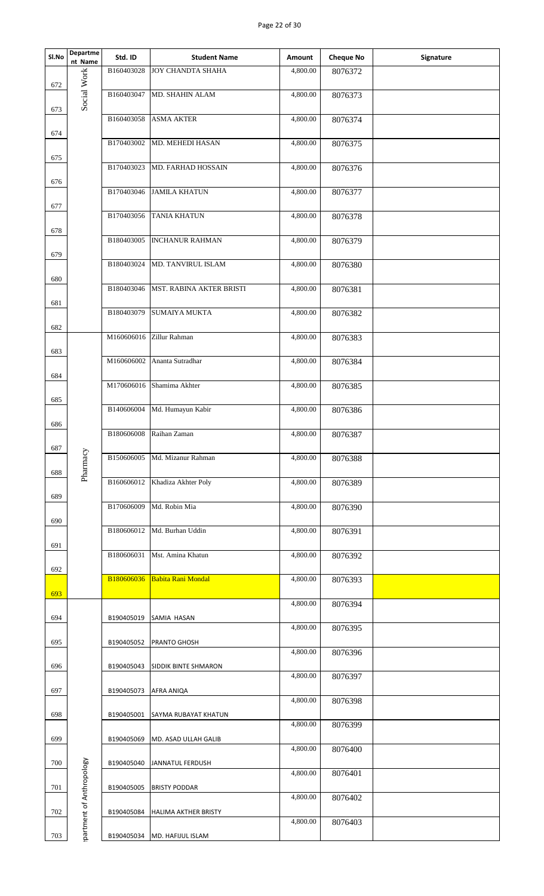| Sl.No | Department Name | Std. ID | Student Name | Amount | Cheque No | Signature |
|---|---|---|---|---|---|---|
| 672 | Social Work | B160403028 | JOY CHANDTA SHAHA | 4,800.00 | 8076372 | |
| 673 | | B160403047 | MD. SHAHIN ALAM | 4,800.00 | 8076373 | |
| 674 | | B160403058 | ASMA AKTER | 4,800.00 | 8076374 | |
| 675 | | B170403002 | MD. MEHEDI HASAN | 4,800.00 | 8076375 | |
| 676 | | B170403023 | MD. FARHAD HOSSAIN | 4,800.00 | 8076376 | |
| 677 | | B170403046 | JAMILA KHATUN | 4,800.00 | 8076377 | |
| 678 | | B170403056 | TANIA KHATUN | 4,800.00 | 8076378 | |
| 679 | | B180403005 | INCHANUR RAHMAN | 4,800.00 | 8076379 | |
| 680 | | B180403024 | MD. TANVIRUL ISLAM | 4,800.00 | 8076380 | |
| 681 | | B180403046 | MST. RABINA AKTER BRISTI | 4,800.00 | 8076381 | |
| 682 | | B180403079 | SUMAIYA MUKTA | 4,800.00 | 8076382 | |
| 683 | Pharmacy | M160606016 | Zillur Rahman | 4,800.00 | 8076383 | |
| 684 | | M160606002 | Ananta Sutradhar | 4,800.00 | 8076384 | |
| 685 | | M170606016 | Shamima Akhter | 4,800.00 | 8076385 | |
| 686 | | B140606004 | Md. Humayun Kabir | 4,800.00 | 8076386 | |
| 687 | | B180606008 | Raihan Zaman | 4,800.00 | 8076387 | |
| 688 | | B150606005 | Md. Mizanur Rahman | 4,800.00 | 8076388 | |
| 689 | | B160606012 | Khadiza Akhter Poly | 4,800.00 | 8076389 | |
| 690 | | B170606009 | Md. Robin Mia | 4,800.00 | 8076390 | |
| 691 | | B180606012 | Md. Burhan Uddin | 4,800.00 | 8076391 | |
| 692 | | B180606031 | Mst. Amina Khatun | 4,800.00 | 8076392 | |
| 693 | | B180606036 | Babita Rani Mondal | 4,800.00 | 8076393 | |
| 694 | Department of Anthropology | B190405019 | SAMIA HASAN | 4,800.00 | 8076394 | |
| 695 | | B190405052 | PRANTO GHOSH | 4,800.00 | 8076395 | |
| 696 | | B190405043 | SIDDIK BINTE SHMARON | 4,800.00 | 8076396 | |
| 697 | | B190405073 | AFRA ANIQA | 4,800.00 | 8076397 | |
| 698 | | B190405001 | SAYMA RUBAYAT KHATUN | 4,800.00 | 8076398 | |
| 699 | | B190405069 | MD. ASAD ULLAH GALIB | 4,800.00 | 8076399 | |
| 700 | | B190405040 | JANNATUL FERDUSH | 4,800.00 | 8076400 | |
| 701 | | B190405005 | BRISTY PODDAR | 4,800.00 | 8076401 | |
| 702 | | B190405084 | HALIMA AKTHER BRISTY | 4,800.00 | 8076402 | |
| 703 | | B190405034 | MD. HAFIJUL ISLAM | 4,800.00 | 8076403 | |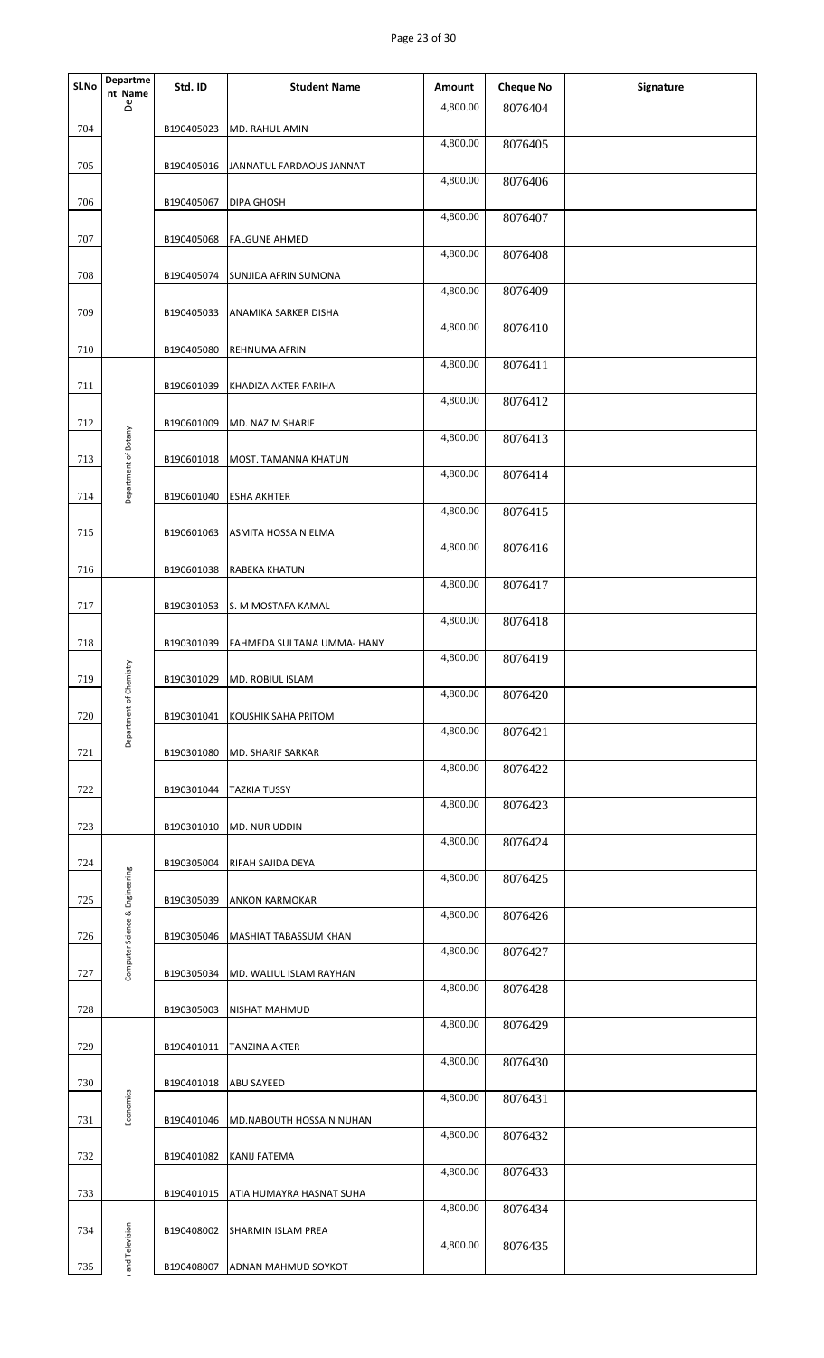| Sl.No | Department Name | Std. ID | Student Name | Amount | Cheque No | Signature |
|---|---|---|---|---|---|---|
| 704 | De | B190405023 | MD. RAHUL AMIN | 4,800.00 | 8076404 | |
| 705 | | B190405016 | JANNATUL FARDAOUS JANNAT | 4,800.00 | 8076405 | |
| 706 | | B190405067 | DIPA GHOSH | 4,800.00 | 8076406 | |
| 707 | | B190405068 | FALGUNE AHMED | 4,800.00 | 8076407 | |
| 708 | | B190405074 | SUNJIDA AFRIN SUMONA | 4,800.00 | 8076408 | |
| 709 | | B190405033 | ANAMIKA SARKER DISHA | 4,800.00 | 8076409 | |
| 710 | | B190405080 | REHNUMA AFRIN | 4,800.00 | 8076410 | |
| 711 | Department of Botany | B190601039 | KHADIZA AKTER FARIHA | 4,800.00 | 8076411 | |
| 712 | Department of Botany | B190601009 | MD. NAZIM SHARIF | 4,800.00 | 8076412 | |
| 713 | Department of Botany | B190601018 | MOST. TAMANNA KHATUN | 4,800.00 | 8076413 | |
| 714 | Department of Botany | B190601040 | ESHA AKHTER | 4,800.00 | 8076414 | |
| 715 | Department of Botany | B190601063 | ASMITA HOSSAIN ELMA | 4,800.00 | 8076415 | |
| 716 | Department of Botany | B190601038 | RABEKA KHATUN | 4,800.00 | 8076416 | |
| 717 | Department of Chemistry | B190301053 | S. M MOSTAFA KAMAL | 4,800.00 | 8076417 | |
| 718 | Department of Chemistry | B190301039 | FAHMEDA SULTANA UMMA- HANY | 4,800.00 | 8076418 | |
| 719 | Department of Chemistry | B190301029 | MD. ROBIUL ISLAM | 4,800.00 | 8076419 | |
| 720 | Department of Chemistry | B190301041 | KOUSHIK SAHA PRITOM | 4,800.00 | 8076420 | |
| 721 | Department of Chemistry | B190301080 | MD. SHARIF SARKAR | 4,800.00 | 8076421 | |
| 722 | Department of Chemistry | B190301044 | TAZKIA TUSSY | 4,800.00 | 8076422 | |
| 723 | Department of Chemistry | B190301010 | MD. NUR UDDIN | 4,800.00 | 8076423 | |
| 724 | Computer Science & Engineering | B190305004 | RIFAH SAJIDA DEYA | 4,800.00 | 8076424 | |
| 725 | Computer Science & Engineering | B190305039 | ANKON KARMOKAR | 4,800.00 | 8076425 | |
| 726 | Computer Science & Engineering | B190305046 | MASHIAT TABASSUM KHAN | 4,800.00 | 8076426 | |
| 727 | Computer Science & Engineering | B190305034 | MD. WALIUL ISLAM RAYHAN | 4,800.00 | 8076427 | |
| 728 | Computer Science & Engineering | B190305003 | NISHAT MAHMUD | 4,800.00 | 8076428 | |
| 729 | Economics | B190401011 | TANZINA AKTER | 4,800.00 | 8076429 | |
| 730 | Economics | B190401018 | ABU SAYEED | 4,800.00 | 8076430 | |
| 731 | Economics | B190401046 | MD.NABOUTH HOSSAIN NUHAN | 4,800.00 | 8076431 | |
| 732 | Economics | B190401082 | KANIJ FATEMA | 4,800.00 | 8076432 | |
| 733 | Economics | B190401015 | ATIA HUMAYRA HASNAT SUHA | 4,800.00 | 8076433 | |
| 734 | and Television | B190408002 | SHARMIN ISLAM PREA | 4,800.00 | 8076434 | |
| 735 | and Television | B190408007 | ADNAN MAHMUD SOYKOT | 4,800.00 | 8076435 | |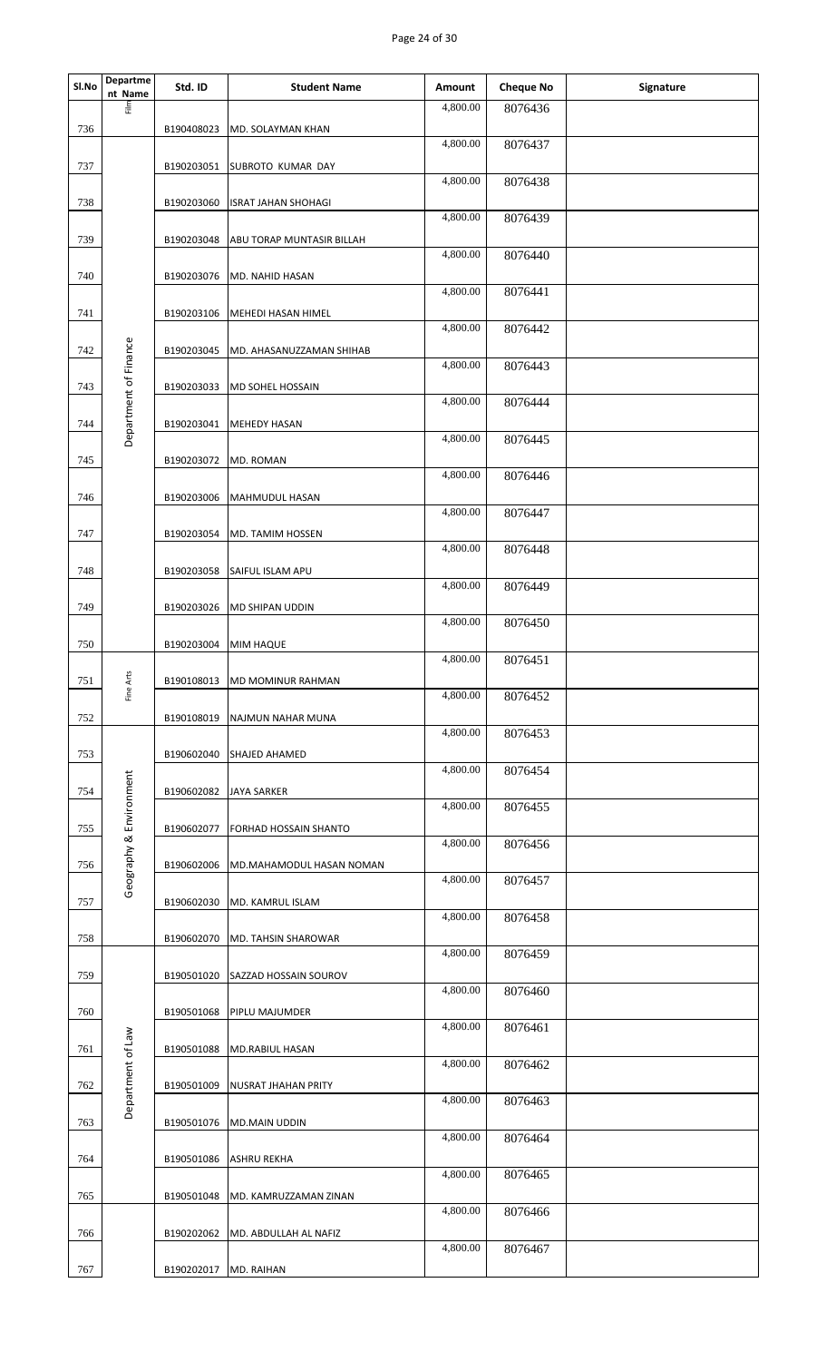| Sl.No | Department Name | Std. ID | Student Name | Amount | Cheque No | Signature |
|---|---|---|---|---|---|---|
| 736 | Film | B190408023 | MD. SOLAYMAN KHAN | 4,800.00 | 8076436 | |
| 737 | Department of Finance | B190203051 | SUBROTO KUMAR DAY | 4,800.00 | 8076437 | |
| 738 | Department of Finance | B190203060 | ISRAT JAHAN SHOHAGI | 4,800.00 | 8076438 | |
| 739 | Department of Finance | B190203048 | ABU TORAP MUNTASIR BILLAH | 4,800.00 | 8076439 | |
| 740 | Department of Finance | B190203076 | MD. NAHID HASAN | 4,800.00 | 8076440 | |
| 741 | Department of Finance | B190203106 | MEHEDI HASAN HIMEL | 4,800.00 | 8076441 | |
| 742 | Department of Finance | B190203045 | MD. AHASANUZZAMAN SHIHAB | 4,800.00 | 8076442 | |
| 743 | Department of Finance | B190203033 | MD SOHEL HOSSAIN | 4,800.00 | 8076443 | |
| 744 | Department of Finance | B190203041 | MEHEDY HASAN | 4,800.00 | 8076444 | |
| 745 | Department of Finance | B190203072 | MD. ROMAN | 4,800.00 | 8076445 | |
| 746 | Department of Finance | B190203006 | MAHMUDUL HASAN | 4,800.00 | 8076446 | |
| 747 | Department of Finance | B190203054 | MD. TAMIM HOSSEN | 4,800.00 | 8076447 | |
| 748 | Department of Finance | B190203058 | SAIFUL ISLAM APU | 4,800.00 | 8076448 | |
| 749 | Department of Finance | B190203026 | MD SHIPAN UDDIN | 4,800.00 | 8076449 | |
| 750 | Department of Finance | B190203004 | MIM HAQUE | 4,800.00 | 8076450 | |
| 751 | Fine Arts | B190108013 | MD MOMINUR RAHMAN | 4,800.00 | 8076451 | |
| 752 | Fine Arts | B190108019 | NAJMUN NAHAR MUNA | 4,800.00 | 8076452 | |
| 753 | Geography & Environment | B190602040 | SHAJED AHAMED | 4,800.00 | 8076453 | |
| 754 | Geography & Environment | B190602082 | JAYA SARKER | 4,800.00 | 8076454 | |
| 755 | Geography & Environment | B190602077 | FORHAD HOSSAIN SHANTO | 4,800.00 | 8076455 | |
| 756 | Geography & Environment | B190602006 | MD.MAHAMODUL HASAN NOMAN | 4,800.00 | 8076456 | |
| 757 | Geography & Environment | B190602030 | MD. KAMRUL ISLAM | 4,800.00 | 8076457 | |
| 758 | Geography & Environment | B190602070 | MD. TAHSIN SHAROWAR | 4,800.00 | 8076458 | |
| 759 | Department of Law | B190501020 | SAZZAD HOSSAIN SOUROV | 4,800.00 | 8076459 | |
| 760 | Department of Law | B190501068 | PIPLU MAJUMDER | 4,800.00 | 8076460 | |
| 761 | Department of Law | B190501088 | MD.RABIUL HASAN | 4,800.00 | 8076461 | |
| 762 | Department of Law | B190501009 | NUSRAT JHAHAN PRITY | 4,800.00 | 8076462 | |
| 763 | Department of Law | B190501076 | MD.MAIN UDDIN | 4,800.00 | 8076463 | |
| 764 | Department of Law | B190501086 | ASHRU REKHA | 4,800.00 | 8076464 | |
| 765 | Department of Law | B190501048 | MD. KAMRUZZAMAN ZINAN | 4,800.00 | 8076465 | |
| 766 | | B190202062 | MD. ABDULLAH AL NAFIZ | 4,800.00 | 8076466 | |
| 767 | | B190202017 | MD. RAIHAN | 4,800.00 | 8076467 | |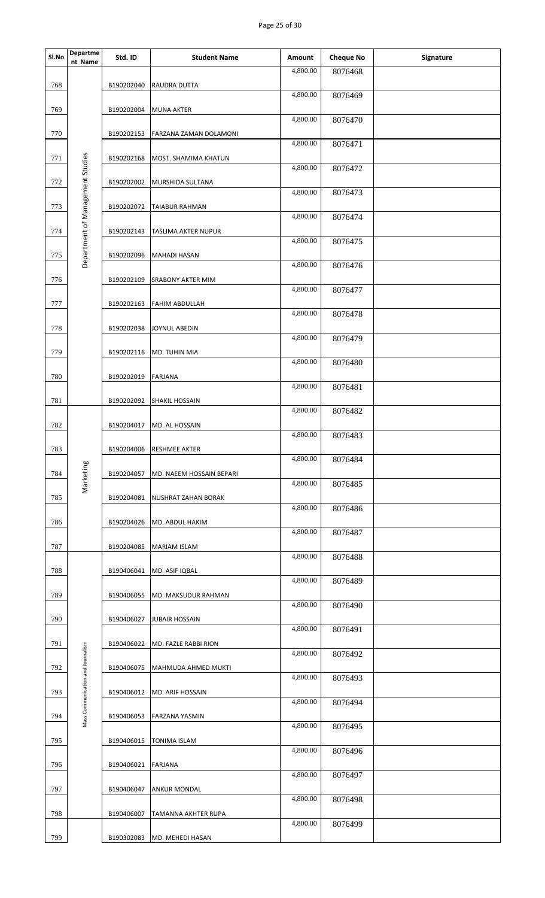| Sl.No | Departme nt Name | Std. ID | Student Name | Amount | Cheque No | Signature |
|---|---|---|---|---|---|---|
| 768 | Department of Management Studies | B190202040 | RAUDRA DUTTA | 4,800.00 | 8076468 | |
| 769 | | B190202004 | MUNA AKTER | 4,800.00 | 8076469 | |
| 770 | | B190202153 | FARZANA ZAMAN DOLAMONI | 4,800.00 | 8076470 | |
| 771 | | B190202168 | MOST. SHAMIMA KHATUN | 4,800.00 | 8076471 | |
| 772 | | B190202002 | MURSHIDA SULTANA | 4,800.00 | 8076472 | |
| 773 | | B190202072 | TAIABUR RAHMAN | 4,800.00 | 8076473 | |
| 774 | | B190202143 | TASLIMA AKTER NUPUR | 4,800.00 | 8076474 | |
| 775 | | B190202096 | MAHADI HASAN | 4,800.00 | 8076475 | |
| 776 | | B190202109 | SRABONY AKTER MIM | 4,800.00 | 8076476 | |
| 777 | | B190202163 | FAHIM ABDULLAH | 4,800.00 | 8076477 | |
| 778 | | B190202038 | JOYNUL ABEDIN | 4,800.00 | 8076478 | |
| 779 | | B190202116 | MD. TUHIN MIA | 4,800.00 | 8076479 | |
| 780 | | B190202019 | FARJANA | 4,800.00 | 8076480 | |
| 781 | | B190202092 | SHAKIL HOSSAIN | 4,800.00 | 8076481 | |
| 782 | Marketing | B190204017 | MD. AL HOSSAIN | 4,800.00 | 8076482 | |
| 783 | | B190204006 | RESHMEE AKTER | 4,800.00 | 8076483 | |
| 784 | | B190204057 | MD. NAEEM HOSSAIN BEPARI | 4,800.00 | 8076484 | |
| 785 | | B190204081 | NUSHRAT ZAHAN BORAK | 4,800.00 | 8076485 | |
| 786 | | B190204026 | MD. ABDUL HAKIM | 4,800.00 | 8076486 | |
| 787 | | B190204085 | MARIAM ISLAM | 4,800.00 | 8076487 | |
| 788 | Mass Communication and Journalism | B190406041 | MD. ASIF IQBAL | 4,800.00 | 8076488 | |
| 789 | | B190406055 | MD. MAKSUDUR RAHMAN | 4,800.00 | 8076489 | |
| 790 | | B190406027 | JUBAIR HOSSAIN | 4,800.00 | 8076490 | |
| 791 | | B190406022 | MD. FAZLE RABBI RION | 4,800.00 | 8076491 | |
| 792 | | B190406075 | MAHMUDA AHMED MUKTI | 4,800.00 | 8076492 | |
| 793 | | B190406012 | MD. ARIF HOSSAIN | 4,800.00 | 8076493 | |
| 794 | | B190406053 | FARZANA YASMIN | 4,800.00 | 8076494 | |
| 795 | | B190406015 | TONIMA ISLAM | 4,800.00 | 8076495 | |
| 796 | | B190406021 | FARJANA | 4,800.00 | 8076496 | |
| 797 | | B190406047 | ANKUR MONDAL | 4,800.00 | 8076497 | |
| 798 | | B190406007 | TAMANNA AKHTER RUPA | 4,800.00 | 8076498 | |
| 799 | | B190302083 | MD. MEHEDI HASAN | 4,800.00 | 8076499 | |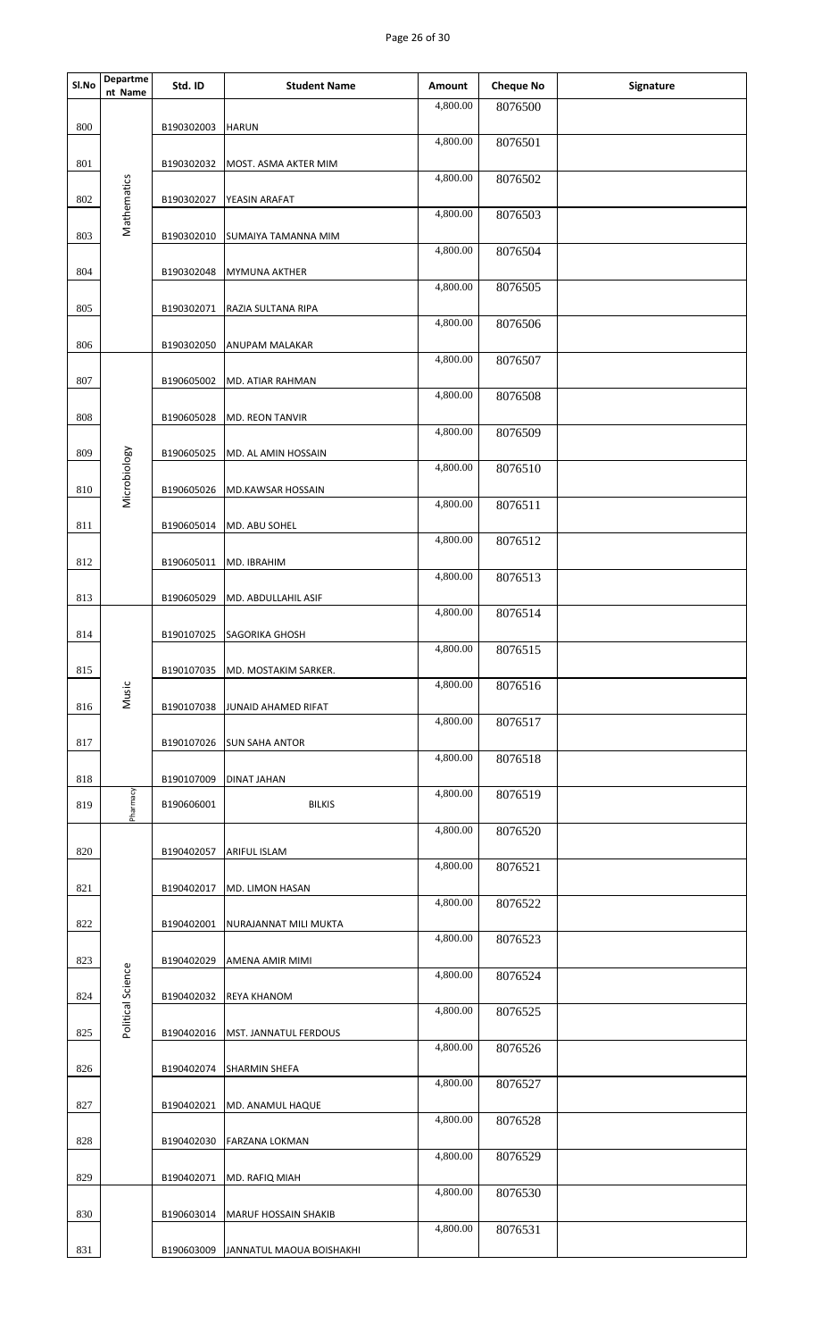| Sl.No | Department Name | Std. ID | Student Name | Amount | Cheque No | Signature |
|---|---|---|---|---|---|---|
| 800 | Mathematics | B190302003 | HARUN | 4,800.00 | 8076500 | |
| 801 | Mathematics | B190302032 | MOST. ASMA AKTER MIM | 4,800.00 | 8076501 | |
| 802 | Mathematics | B190302027 | YEASIN ARAFAT | 4,800.00 | 8076502 | |
| 803 | Mathematics | B190302010 | SUMAIYA TAMANNA MIM | 4,800.00 | 8076503 | |
| 804 | Mathematics | B190302048 | MYMUNA AKTHER | 4,800.00 | 8076504 | |
| 805 | Mathematics | B190302071 | RAZIA SULTANA RIPA | 4,800.00 | 8076505 | |
| 806 | Mathematics | B190302050 | ANUPAM MALAKAR | 4,800.00 | 8076506 | |
| 807 | Microbiology | B190605002 | MD. ATIAR RAHMAN | 4,800.00 | 8076507 | |
| 808 | Microbiology | B190605028 | MD. REON TANVIR | 4,800.00 | 8076508 | |
| 809 | Microbiology | B190605025 | MD. AL AMIN HOSSAIN | 4,800.00 | 8076509 | |
| 810 | Microbiology | B190605026 | MD.KAWSAR HOSSAIN | 4,800.00 | 8076510 | |
| 811 | Microbiology | B190605014 | MD. ABU SOHEL | 4,800.00 | 8076511 | |
| 812 | Microbiology | B190605011 | MD. IBRAHIM | 4,800.00 | 8076512 | |
| 813 | Microbiology | B190605029 | MD. ABDULLAHIL ASIF | 4,800.00 | 8076513 | |
| 814 | Music | B190107025 | SAGORIKA GHOSH | 4,800.00 | 8076514 | |
| 815 | Music | B190107035 | MD. MOSTAKIM SARKER. | 4,800.00 | 8076515 | |
| 816 | Music | B190107038 | JUNAID AHAMED RIFAT | 4,800.00 | 8076516 | |
| 817 | Music | B190107026 | SUN SAHA ANTOR | 4,800.00 | 8076517 | |
| 818 | Music | B190107009 | DINAT JAHAN | 4,800.00 | 8076518 | |
| 819 | Pharmacy | B190606001 | BILKIS | 4,800.00 | 8076519 | |
| 820 | Political Science | B190402057 | ARIFUL ISLAM | 4,800.00 | 8076520 | |
| 821 | Political Science | B190402017 | MD. LIMON HASAN | 4,800.00 | 8076521 | |
| 822 | Political Science | B190402001 | NURAJANNAT MILI MUKTA | 4,800.00 | 8076522 | |
| 823 | Political Science | B190402029 | AMENA AMIR MIMI | 4,800.00 | 8076523 | |
| 824 | Political Science | B190402032 | REYA KHANOM | 4,800.00 | 8076524 | |
| 825 | Political Science | B190402016 | MST. JANNATUL FERDOUS | 4,800.00 | 8076525 | |
| 826 | Political Science | B190402074 | SHARMIN SHEFA | 4,800.00 | 8076526 | |
| 827 | Political Science | B190402021 | MD. ANAMUL HAQUE | 4,800.00 | 8076527 | |
| 828 | Political Science | B190402030 | FARZANA LOKMAN | 4,800.00 | 8076528 | |
| 829 | Political Science | B190402071 | MD. RAFIQ MIAH | 4,800.00 | 8076529 | |
| 830 | | B190603014 | MARUF HOSSAIN SHAKIB | 4,800.00 | 8076530 | |
| 831 | | B190603009 | JANNATUL MAOUA BOISHAKHI | 4,800.00 | 8076531 | |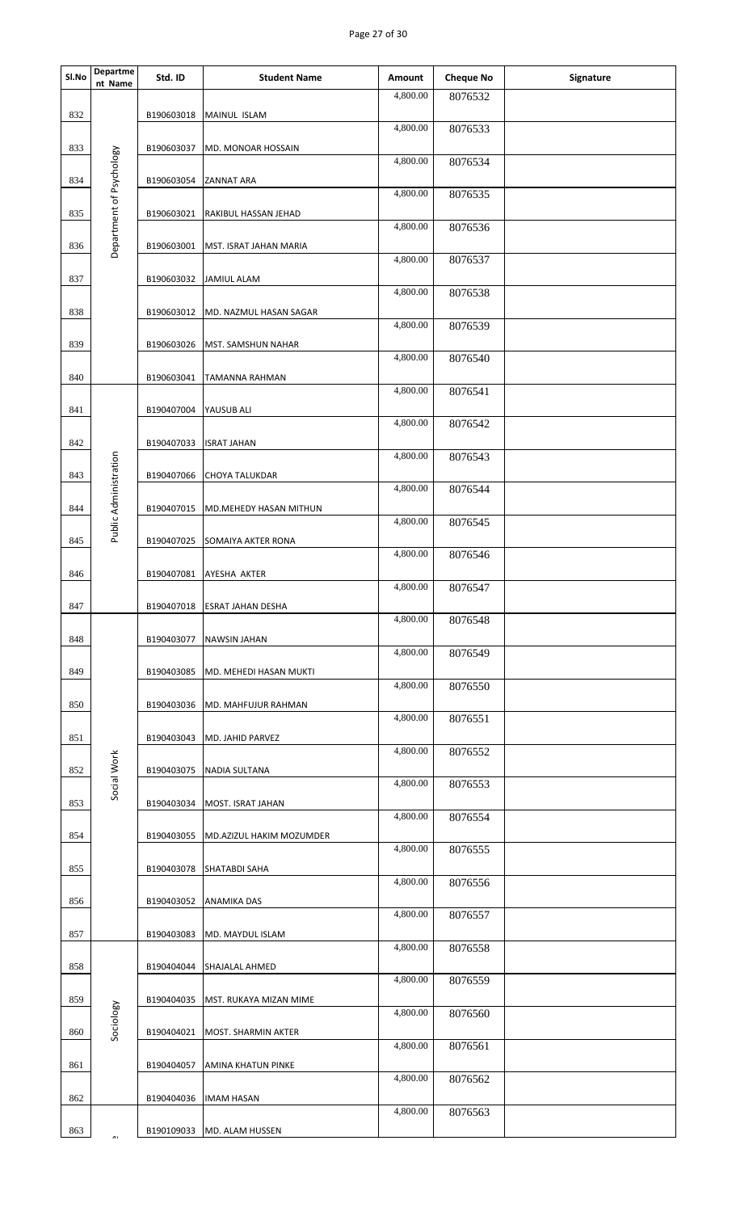| Sl.No | Department Name | Std. ID | Student Name | Amount | Cheque No | Signature |
|---|---|---|---|---|---|---|
| 832 | Department of Psychology | B190603018 | MAINUL ISLAM | 4,800.00 | 8076532 | |
| 833 | Department of Psychology | B190603037 | MD. MONOAR HOSSAIN | 4,800.00 | 8076533 | |
| 834 | Department of Psychology | B190603054 | ZANNAT ARA | 4,800.00 | 8076534 | |
| 835 | Department of Psychology | B190603021 | RAKIBUL HASSAN JEHAD | 4,800.00 | 8076535 | |
| 836 | Department of Psychology | B190603001 | MST. ISRAT JAHAN MARIA | 4,800.00 | 8076536 | |
| 837 | Department of Psychology | B190603032 | JAMIUL ALAM | 4,800.00 | 8076537 | |
| 838 | Department of Psychology | B190603012 | MD. NAZMUL HASAN SAGAR | 4,800.00 | 8076538 | |
| 839 | Department of Psychology | B190603026 | MST. SAMSHUN NAHAR | 4,800.00 | 8076539 | |
| 840 | Department of Psychology | B190603041 | TAMANNA RAHMAN | 4,800.00 | 8076540 | |
| 841 | Public Administration | B190407004 | YAUSUB ALI | 4,800.00 | 8076541 | |
| 842 | Public Administration | B190407033 | ISRAT JAHAN | 4,800.00 | 8076542 | |
| 843 | Public Administration | B190407066 | CHOYA TALUKDAR | 4,800.00 | 8076543 | |
| 844 | Public Administration | B190407015 | MD.MEHEDY HASAN MITHUN | 4,800.00 | 8076544 | |
| 845 | Public Administration | B190407025 | SOMAIYA AKTER RONA | 4,800.00 | 8076545 | |
| 846 | Public Administration | B190407081 | AYESHA AKTER | 4,800.00 | 8076546 | |
| 847 | Public Administration | B190407018 | ESRAT JAHAN DESHA | 4,800.00 | 8076547 | |
| 848 | Social Work | B190403077 | NAWSIN JAHAN | 4,800.00 | 8076548 | |
| 849 | Social Work | B190403085 | MD. MEHEDI HASAN MUKTI | 4,800.00 | 8076549 | |
| 850 | Social Work | B190403036 | MD. MAHFUJUR RAHMAN | 4,800.00 | 8076550 | |
| 851 | Social Work | B190403043 | MD. JAHID PARVEZ | 4,800.00 | 8076551 | |
| 852 | Social Work | B190403075 | NADIA SULTANA | 4,800.00 | 8076552 | |
| 853 | Social Work | B190403034 | MOST. ISRAT JAHAN | 4,800.00 | 8076553 | |
| 854 | Social Work | B190403055 | MD.AZIZUL HAKIM MOZUMDER | 4,800.00 | 8076554 | |
| 855 | Social Work | B190403078 | SHATABDI SAHA | 4,800.00 | 8076555 | |
| 856 | Social Work | B190403052 | ANAMIKA DAS | 4,800.00 | 8076556 | |
| 857 | Social Work | B190403083 | MD. MAYDUL ISLAM | 4,800.00 | 8076557 | |
| 858 | Sociology | B190404044 | SHAJALAL AHMED | 4,800.00 | 8076558 | |
| 859 | Sociology | B190404035 | MST. RUKAYA MIZAN MIME | 4,800.00 | 8076559 | |
| 860 | Sociology | B190404021 | MOST. SHARMIN AKTER | 4,800.00 | 8076560 | |
| 861 | Sociology | B190404057 | AMINA KHATUN PINKE | 4,800.00 | 8076561 | |
| 862 | Sociology | B190404036 | IMAM HASAN | 4,800.00 | 8076562 | |
| 863 | | B190109033 | MD. ALAM HUSSEN | 4,800.00 | 8076563 | |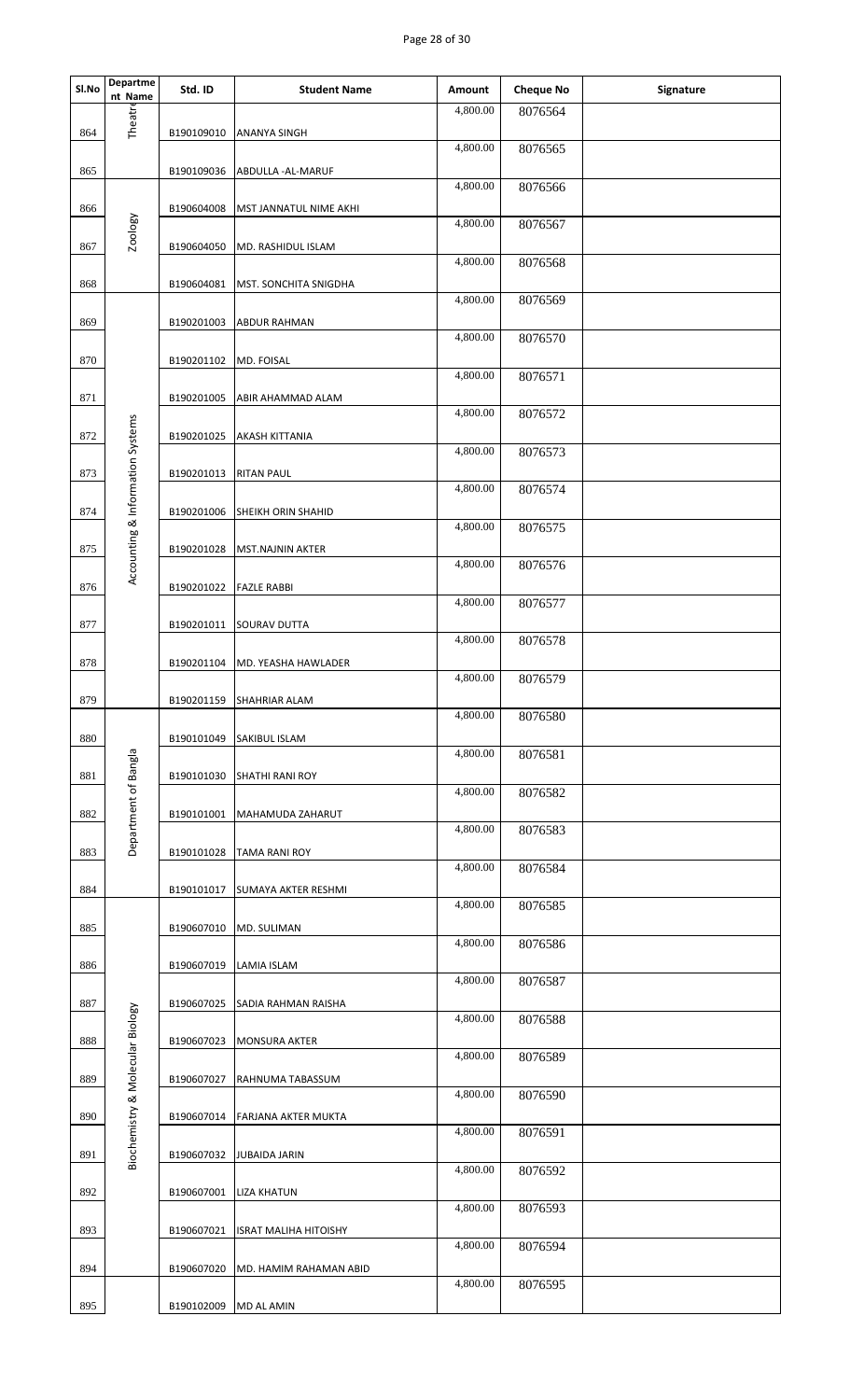| Sl.No | Department Name | Std. ID | Student Name | Amount | Cheque No | Signature |
|---|---|---|---|---|---|---|
| 864 | Theatre | B190109010 | ANANYA SINGH | 4,800.00 | 8076564 | |
| 865 | | B190109036 | ABDULLA -AL-MARUF | 4,800.00 | 8076565 | |
| 866 | Zoology | B190604008 | MST JANNATUL NIME AKHI | 4,800.00 | 8076566 | |
| 867 | | B190604050 | MD. RASHIDUL ISLAM | 4,800.00 | 8076567 | |
| 868 | | B190604081 | MST. SONCHITA SNIGDHA | 4,800.00 | 8076568 | |
| 869 | Accounting & Information Systems | B190201003 | ABDUR RAHMAN | 4,800.00 | 8076569 | |
| 870 | | B190201102 | MD. FOISAL | 4,800.00 | 8076570 | |
| 871 | | B190201005 | ABIR AHAMMAD ALAM | 4,800.00 | 8076571 | |
| 872 | | B190201025 | AKASH KITTANIA | 4,800.00 | 8076572 | |
| 873 | | B190201013 | RITAN PAUL | 4,800.00 | 8076573 | |
| 874 | | B190201006 | SHEIKH ORIN SHAHID | 4,800.00 | 8076574 | |
| 875 | | B190201028 | MST.NAJNIN AKTER | 4,800.00 | 8076575 | |
| 876 | | B190201022 | FAZLE RABBI | 4,800.00 | 8076576 | |
| 877 | | B190201011 | SOURAV DUTTA | 4,800.00 | 8076577 | |
| 878 | | B190201104 | MD. YEASHA HAWLADER | 4,800.00 | 8076578 | |
| 879 | | B190201159 | SHAHRIAR ALAM | 4,800.00 | 8076579 | |
| 880 | Department of Bangla | B190101049 | SAKIBUL ISLAM | 4,800.00 | 8076580 | |
| 881 | | B190101030 | SHATHI RANI ROY | 4,800.00 | 8076581 | |
| 882 | | B190101001 | MAHAMUDA ZAHARUT | 4,800.00 | 8076582 | |
| 883 | | B190101028 | TAMA RANI ROY | 4,800.00 | 8076583 | |
| 884 | | B190101017 | SUMAYA AKTER RESHMI | 4,800.00 | 8076584 | |
| 885 | Biochemistry & Molecular Biology | B190607010 | MD. SULIMAN | 4,800.00 | 8076585 | |
| 886 | | B190607019 | LAMIA ISLAM | 4,800.00 | 8076586 | |
| 887 | | B190607025 | SADIA RAHMAN RAISHA | 4,800.00 | 8076587 | |
| 888 | | B190607023 | MONSURA AKTER | 4,800.00 | 8076588 | |
| 889 | | B190607027 | RAHNUMA TABASSUM | 4,800.00 | 8076589 | |
| 890 | | B190607014 | FARJANA AKTER MUKTA | 4,800.00 | 8076590 | |
| 891 | | B190607032 | JUBAIDA JARIN | 4,800.00 | 8076591 | |
| 892 | | B190607001 | LIZA KHATUN | 4,800.00 | 8076592 | |
| 893 | | B190607021 | ISRAT MALIHA HITOISHY | 4,800.00 | 8076593 | |
| 894 | | B190607020 | MD. HAMIM RAHAMAN ABID | 4,800.00 | 8076594 | |
| 895 | | B190102009 | MD AL AMIN | 4,800.00 | 8076595 | |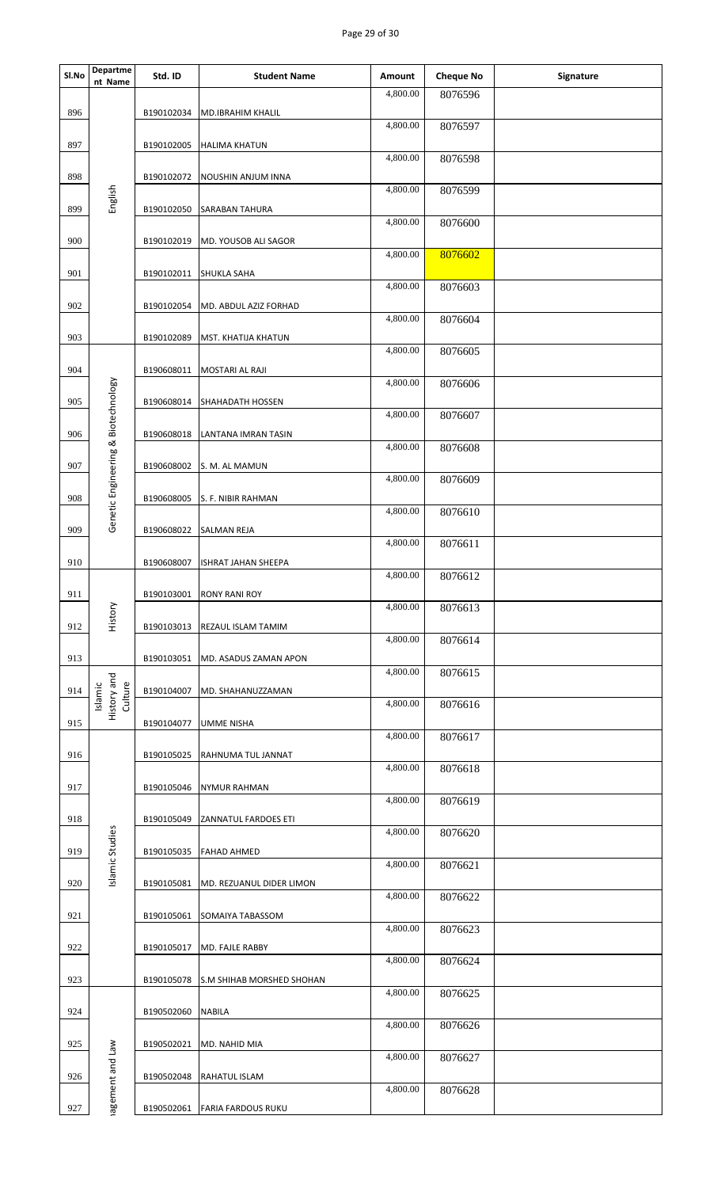| Sl.No | Department Name | Std. ID | Student Name | Amount | Cheque No | Signature |
|---|---|---|---|---|---|---|
| 896 | English | B190102034 | MD.IBRAHIM KHALIL | 4,800.00 | 8076596 | |
| 897 | | B190102005 | HALIMA KHATUN | 4,800.00 | 8076597 | |
| 898 | | B190102072 | NOUSHIN ANJUM INNA | 4,800.00 | 8076598 | |
| 899 | | B190102050 | SARABAN TAHURA | 4,800.00 | 8076599 | |
| 900 | | B190102019 | MD. YOUSOB ALI SAGOR | 4,800.00 | 8076600 | |
| 901 | | B190102011 | SHUKLA SAHA | 4,800.00 | 8076602 | |
| 902 | | B190102054 | MD. ABDUL AZIZ FORHAD | 4,800.00 | 8076603 | |
| 903 | | B190102089 | MST. KHATIJA KHATUN | 4,800.00 | 8076604 | |
| 904 | Genetic Engineering & Biotechnology | B190608011 | MOSTARI AL RAJI | 4,800.00 | 8076605 | |
| 905 | | B190608014 | SHAHADATH HOSSEN | 4,800.00 | 8076606 | |
| 906 | | B190608018 | LANTANA IMRAN TASIN | 4,800.00 | 8076607 | |
| 907 | | B190608002 | S. M. AL MAMUN | 4,800.00 | 8076608 | |
| 908 | | B190608005 | S. F. NIBIR RAHMAN | 4,800.00 | 8076609 | |
| 909 | | B190608022 | SALMAN REJA | 4,800.00 | 8076610 | |
| 910 | | B190608007 | ISHRAT JAHAN SHEEPA | 4,800.00 | 8076611 | |
| 911 | History | B190103001 | RONY RANI ROY | 4,800.00 | 8076612 | |
| 912 | | B190103013 | REZAUL ISLAM TAMIM | 4,800.00 | 8076613 | |
| 913 | | B190103051 | MD. ASADUS ZAMAN APON | 4,800.00 | 8076614 | |
| 914 | Islamic History and Culture | B190104007 | MD. SHAHANUZZAMAN | 4,800.00 | 8076615 | |
| 915 | | B190104077 | UMME NISHA | 4,800.00 | 8076616 | |
| 916 | Islamic Studies | B190105025 | RAHNUMA TUL JANNAT | 4,800.00 | 8076617 | |
| 917 | | B190105046 | NYMUR RAHMAN | 4,800.00 | 8076618 | |
| 918 | | B190105049 | ZANNATUL FARDOES ETI | 4,800.00 | 8076619 | |
| 919 | | B190105035 | FAHAD AHMED | 4,800.00 | 8076620 | |
| 920 | | B190105081 | MD. REZUANUL DIDER LIMON | 4,800.00 | 8076621 | |
| 921 | | B190105061 | SOMAIYA TABASSOM | 4,800.00 | 8076622 | |
| 922 | | B190105017 | MD. FAJLE RABBY | 4,800.00 | 8076623 | |
| 923 | | B190105078 | S.M SHIHAB MORSHED SHOHAN | 4,800.00 | 8076624 | |
| 924 | nagement and Law | B190502060 | NABILA | 4,800.00 | 8076625 | |
| 925 | | B190502021 | MD. NAHID MIA | 4,800.00 | 8076626 | |
| 926 | | B190502048 | RAHATUL ISLAM | 4,800.00 | 8076627 | |
| 927 | | B190502061 | FARIA FARDOUS RUKU | 4,800.00 | 8076628 | |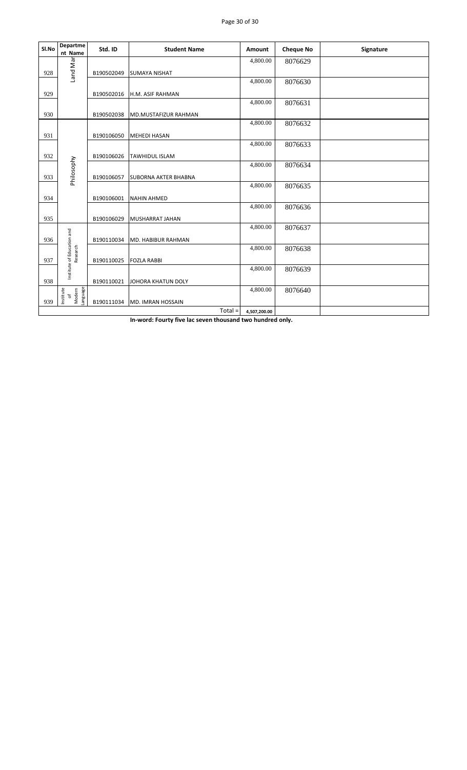| Sl.No | Department Name | Std. ID | Student Name | Amount | Cheque No | Signature |
|---|---|---|---|---|---|---|
| 928 | Land Man | B190502049 | SUMAYA NISHAT | 4,800.00 | 8076629 | |
| 929 | | B190502016 | H.M. ASIF RAHMAN | 4,800.00 | 8076630 | |
| 930 | | B190502038 | MD.MUSTAFIZUR RAHMAN | 4,800.00 | 8076631 | |
| 931 | Philosophy | B190106050 | MEHEDI HASAN | 4,800.00 | 8076632 | |
| 932 | | B190106026 | TAWHIDUL ISLAM | 4,800.00 | 8076633 | |
| 933 | | B190106057 | SUBORNA AKTER BHABNA | 4,800.00 | 8076634 | |
| 934 | | B190106001 | NAHIN AHMED | 4,800.00 | 8076635 | |
| 935 | | B190106029 | MUSHARRAT JAHAN | 4,800.00 | 8076636 | |
| 936 | Institute of Education and Research | B190110034 | MD. HABIBUR RAHMAN | 4,800.00 | 8076637 | |
| 937 | | B190110025 | FOZLA RABBI | 4,800.00 | 8076638 | |
| 938 | | B190110021 | JOHORA KHATUN DOLY | 4,800.00 | 8076639 | |
| 939 | Institute of Modern Language | B190111034 | MD. IMRAN HOSSAIN | 4,800.00 | 8076640 | |
| | | | Total = | **4,507,200.00** | | |

**In-word: Fourty five lac seven thousand two hundred only.**